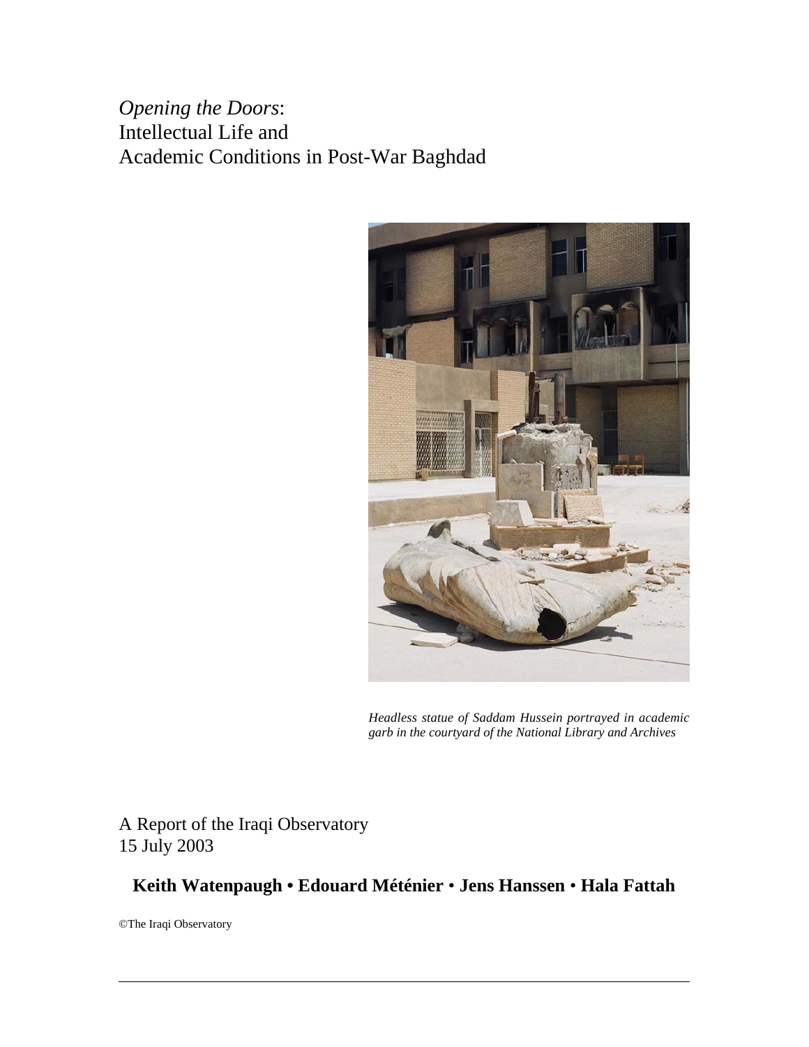# *Opening the Doors*: Intellectual Life and Academic Conditions in Post-War Baghdad

*Headless statue of Saddam Hussein portrayed in academic garb in the courtyard of the National Library and Archives*

A Report of the Iraqi Observatory
15 July 2003

**Keith Watenpaugh • Edouard Méténier • Jens Hanssen • Hala Fattah**

©The Iraqi Observatory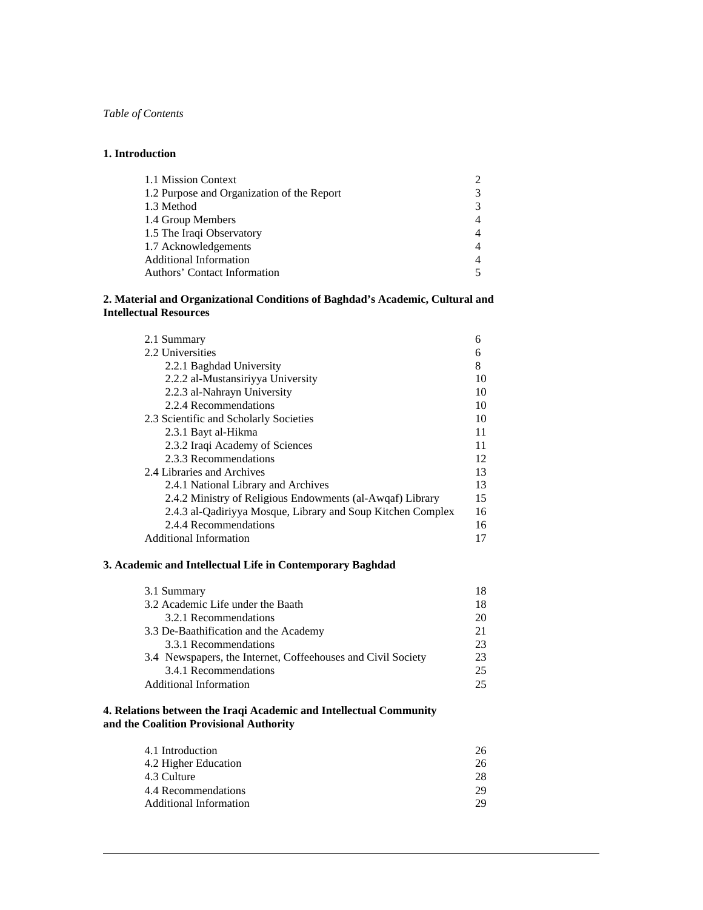*Table of Contents*

**1. Introduction**

| | |
|---|---|
| 1.1 Mission Context | 2 |
| 1.2 Purpose and Organization of the Report | 3 |
| 1.3 Method | 3 |
| 1.4 Group Members | 4 |
| 1.5 The Iraqi Observatory | 4 |
| 1.7 Acknowledgements | 4 |
| Additional Information | 4 |
| Authors' Contact Information | 5 |

**2. Material and Organizational Conditions of Baghdad's Academic, Cultural and Intellectual Resources**

| | |
|---|---|
| 2.1 Summary | 6 |
| 2.2 Universities | 6 |
| 2.2.1 Baghdad University | 8 |
| 2.2.2 al-Mustansiriyya University | 10 |
| 2.2.3 al-Nahrayn University | 10 |
| 2.2.4 Recommendations | 10 |
| 2.3 Scientific and Scholarly Societies | 10 |
| 2.3.1 Bayt al-Hikma | 11 |
| 2.3.2 Iraqi Academy of Sciences | 11 |
| 2.3.3 Recommendations | 12 |
| 2.4 Libraries and Archives | 13 |
| 2.4.1 National Library and Archives | 13 |
| 2.4.2 Ministry of Religious Endowments (al-Awqaf) Library | 15 |
| 2.4.3 al-Qadiriyya Mosque, Library and Soup Kitchen Complex | 16 |
| 2.4.4 Recommendations | 16 |
| Additional Information | 17 |

**3. Academic and Intellectual Life in Contemporary Baghdad**

| | |
|---|---|
| 3.1 Summary | 18 |
| 3.2 Academic Life under the Baath | 18 |
| 3.2.1 Recommendations | 20 |
| 3.3 De-Baathification and the Academy | 21 |
| 3.3.1 Recommendations | 23 |
| 3.4 Newspapers, the Internet, Coffeehouses and Civil Society | 23 |
| 3.4.1 Recommendations | 25 |
| Additional Information | 25 |

**4. Relations between the Iraqi Academic and Intellectual Community and the Coalition Provisional Authority**

| | |
|---|---|
| 4.1 Introduction | 26 |
| 4.2 Higher Education | 26 |
| 4.3 Culture | 28 |
| 4.4 Recommendations | 29 |
| Additional Information | 29 |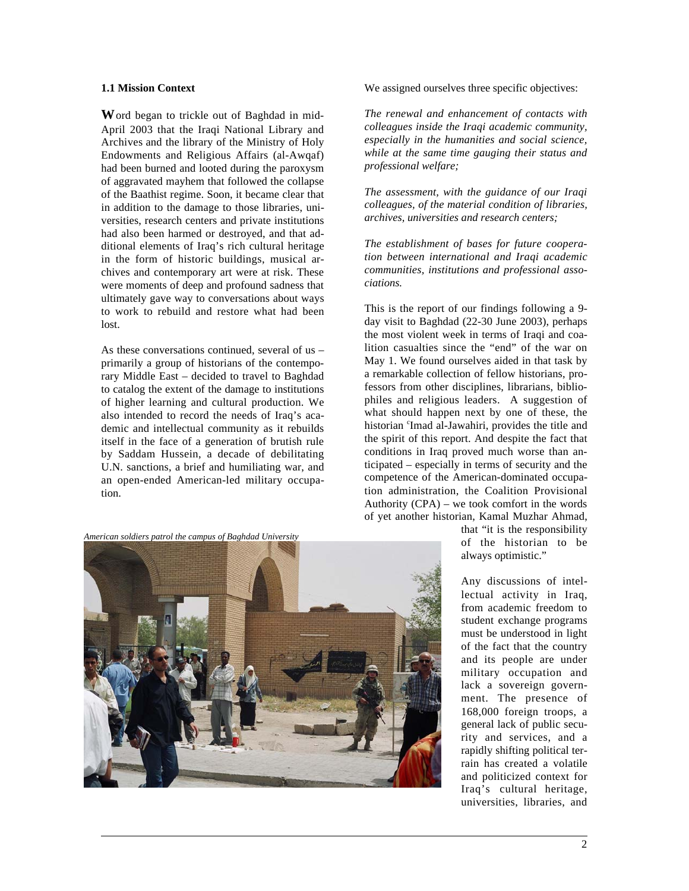### 1.1 Mission Context

**W**ord began to trickle out of Baghdad in mid-April 2003 that the Iraqi National Library and Archives and the library of the Ministry of Holy Endowments and Religious Affairs (al-Awqaf) had been burned and looted during the paroxysm of aggravated mayhem that followed the collapse of the Baathist regime. Soon, it became clear that in addition to the damage to those libraries, universities, research centers and private institutions had also been harmed or destroyed, and that additional elements of Iraq's rich cultural heritage in the form of historic buildings, musical archives and contemporary art were at risk. These were moments of deep and profound sadness that ultimately gave way to conversations about ways to work to rebuild and restore what had been lost.

As these conversations continued, several of us – primarily a group of historians of the contemporary Middle East – decided to travel to Baghdad to catalog the extent of the damage to institutions of higher learning and cultural production. We also intended to record the needs of Iraq's academic and intellectual community as it rebuilds itself in the face of a generation of brutish rule by Saddam Hussein, a decade of debilitating U.N. sanctions, a brief and humiliating war, and an open-ended American-led military occupation.

*American soldiers patrol the campus of Baghdad University*

We assigned ourselves three specific objectives:

*The renewal and enhancement of contacts with colleagues inside the Iraqi academic community, especially in the humanities and social science, while at the same time gauging their status and professional welfare;*

*The assessment, with the guidance of our Iraqi colleagues, of the material condition of libraries, archives, universities and research centers;*

*The establishment of bases for future cooperation between international and Iraqi academic communities, institutions and professional associations.*

This is the report of our findings following a 9-day visit to Baghdad (22-30 June 2003), perhaps the most violent week in terms of Iraqi and coalition casualties since the "end" of the war on May 1. We found ourselves aided in that task by a remarkable collection of fellow historians, professors from other disciplines, librarians, bibliophiles and religious leaders. A suggestion of what should happen next by one of these, the historian ʿImad al-Jawahiri, provides the title and the spirit of this report. And despite the fact that conditions in Iraq proved much worse than anticipated – especially in terms of security and the competence of the American-dominated occupation administration, the Coalition Provisional Authority (CPA) – we took comfort in the words of yet another historian, Kamal Muzhar Ahmad, that "it is the responsibility of the historian to be always optimistic."

Any discussions of intellectual activity in Iraq, from academic freedom to student exchange programs must be understood in light of the fact that the country and its people are under military occupation and lack a sovereign government. The presence of 168,000 foreign troops, a general lack of public security and services, and a rapidly shifting political terrain has created a volatile and politicized context for Iraq's cultural heritage, universities, libraries, and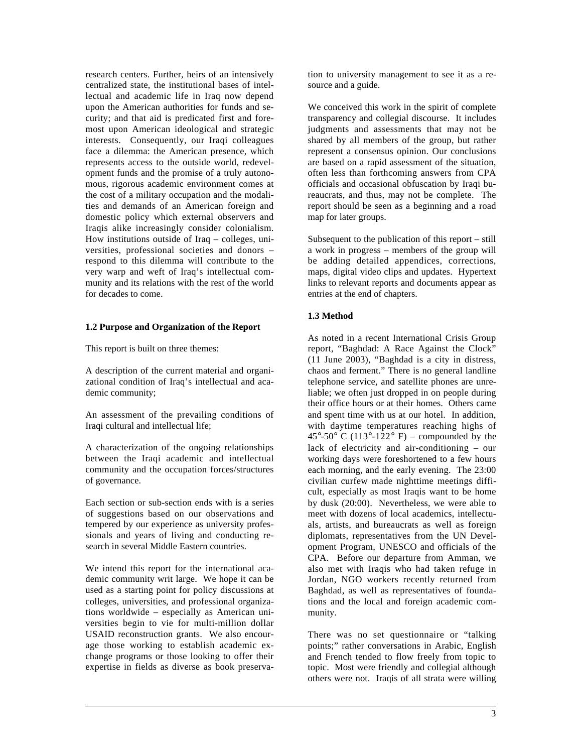research centers. Further, heirs of an intensively centralized state, the institutional bases of intellectual and academic life in Iraq now depend upon the American authorities for funds and security; and that aid is predicated first and foremost upon American ideological and strategic interests. Consequently, our Iraqi colleagues face a dilemma: the American presence, which represents access to the outside world, redevelopment funds and the promise of a truly autonomous, rigorous academic environment comes at the cost of a military occupation and the modalities and demands of an American foreign and domestic policy which external observers and Iraqis alike increasingly consider colonialism. How institutions outside of Iraq – colleges, universities, professional societies and donors – respond to this dilemma will contribute to the very warp and weft of Iraq's intellectual community and its relations with the rest of the world for decades to come.

**1.2 Purpose and Organization of the Report**

This report is built on three themes:

A description of the current material and organizational condition of Iraq's intellectual and academic community;

An assessment of the prevailing conditions of Iraqi cultural and intellectual life;

A characterization of the ongoing relationships between the Iraqi academic and intellectual community and the occupation forces/structures of governance.

Each section or sub-section ends with is a series of suggestions based on our observations and tempered by our experience as university professionals and years of living and conducting research in several Middle Eastern countries.

We intend this report for the international academic community writ large. We hope it can be used as a starting point for policy discussions at colleges, universities, and professional organizations worldwide – especially as American universities begin to vie for multi-million dollar USAID reconstruction grants. We also encourage those working to establish academic exchange programs or those looking to offer their expertise in fields as diverse as book preservation to university management to see it as a resource and a guide.

We conceived this work in the spirit of complete transparency and collegial discourse. It includes judgments and assessments that may not be shared by all members of the group, but rather represent a consensus opinion. Our conclusions are based on a rapid assessment of the situation, often less than forthcoming answers from CPA officials and occasional obfuscation by Iraqi bureaucrats, and thus, may not be complete. The report should be seen as a beginning and a road map for later groups.

Subsequent to the publication of this report – still a work in progress – members of the group will be adding detailed appendices, corrections, maps, digital video clips and updates. Hypertext links to relevant reports and documents appear as entries at the end of chapters.

**1.3 Method**

As noted in a recent International Crisis Group report, "Baghdad: A Race Against the Clock" (11 June 2003), "Baghdad is a city in distress, chaos and ferment." There is no general landline telephone service, and satellite phones are unreliable; we often just dropped in on people during their office hours or at their homes. Others came and spent time with us at our hotel. In addition, with daytime temperatures reaching highs of 45°-50° C (113°-122° F) – compounded by the lack of electricity and air-conditioning – our working days were foreshortened to a few hours each morning, and the early evening. The 23:00 civilian curfew made nighttime meetings difficult, especially as most Iraqis want to be home by dusk (20:00). Nevertheless, we were able to meet with dozens of local academics, intellectuals, artists, and bureaucrats as well as foreign diplomats, representatives from the UN Development Program, UNESCO and officials of the CPA. Before our departure from Amman, we also met with Iraqis who had taken refuge in Jordan, NGO workers recently returned from Baghdad, as well as representatives of foundations and the local and foreign academic community.

There was no set questionnaire or "talking points;" rather conversations in Arabic, English and French tended to flow freely from topic to topic. Most were friendly and collegial although others were not. Iraqis of all strata were willing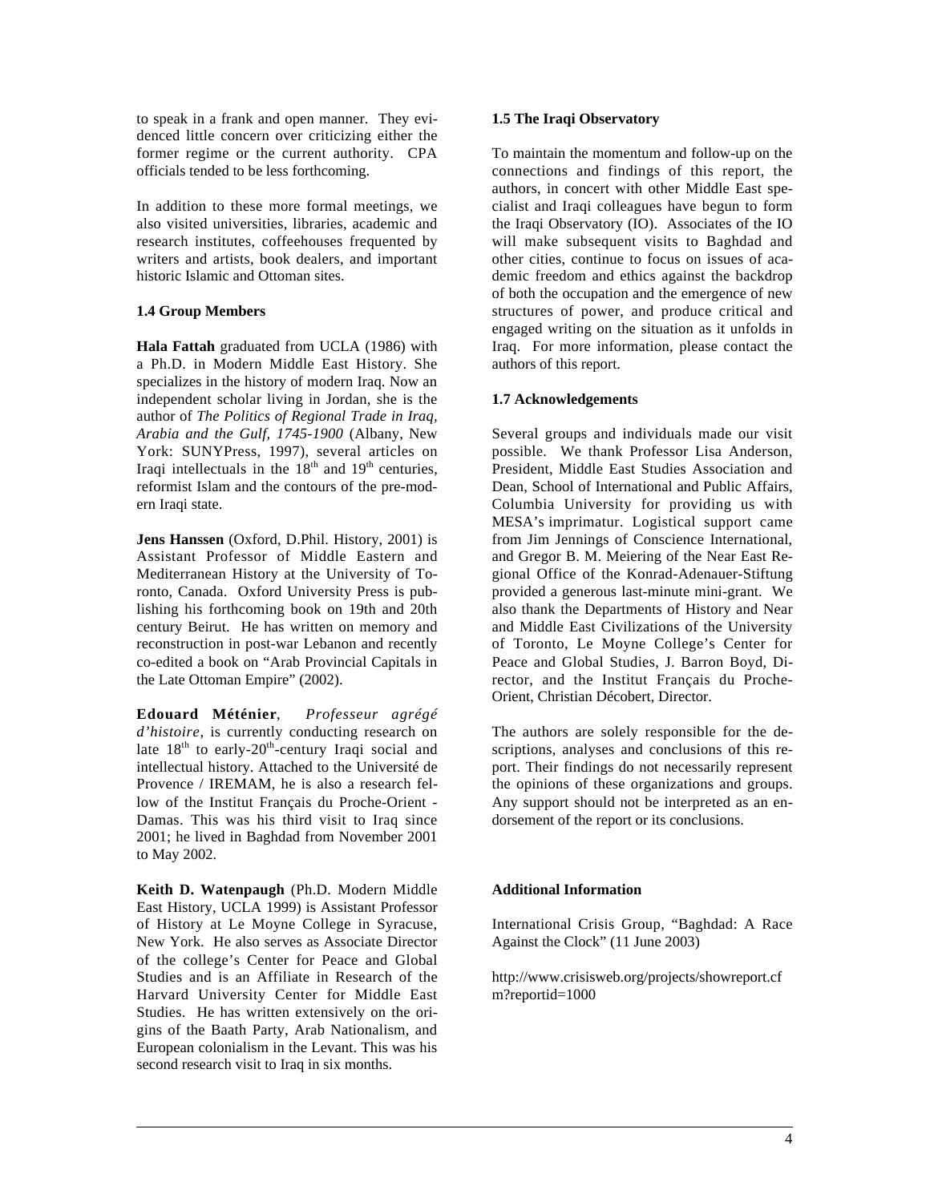to speak in a frank and open manner. They evidenced little concern over criticizing either the former regime or the current authority. CPA officials tended to be less forthcoming.

In addition to these more formal meetings, we also visited universities, libraries, academic and research institutes, coffeehouses frequented by writers and artists, book dealers, and important historic Islamic and Ottoman sites.

### 1.4 Group Members

**Hala Fattah** graduated from UCLA (1986) with a Ph.D. in Modern Middle East History. She specializes in the history of modern Iraq. Now an independent scholar living in Jordan, she is the author of *The Politics of Regional Trade in Iraq, Arabia and the Gulf, 1745-1900* (Albany, New York: SUNYPress, 1997), several articles on Iraqi intellectuals in the 18th and 19th centuries, reformist Islam and the contours of the pre-modern Iraqi state.

**Jens Hanssen** (Oxford, D.Phil. History, 2001) is Assistant Professor of Middle Eastern and Mediterranean History at the University of Toronto, Canada. Oxford University Press is publishing his forthcoming book on 19th and 20th century Beirut. He has written on memory and reconstruction in post-war Lebanon and recently co-edited a book on "Arab Provincial Capitals in the Late Ottoman Empire" (2002).

**Edouard Méténier**, *Professeur agrégé d'histoire*, is currently conducting research on late 18th to early-20th-century Iraqi social and intellectual history. Attached to the Université de Provence / IREMAM, he is also a research fellow of the Institut Français du Proche-Orient - Damas. This was his third visit to Iraq since 2001; he lived in Baghdad from November 2001 to May 2002.

**Keith D. Watenpaugh** (Ph.D. Modern Middle East History, UCLA 1999) is Assistant Professor of History at Le Moyne College in Syracuse, New York. He also serves as Associate Director of the college's Center for Peace and Global Studies and is an Affiliate in Research of the Harvard University Center for Middle East Studies. He has written extensively on the origins of the Baath Party, Arab Nationalism, and European colonialism in the Levant. This was his second research visit to Iraq in six months.

### 1.5 The Iraqi Observatory

To maintain the momentum and follow-up on the connections and findings of this report, the authors, in concert with other Middle East specialist and Iraqi colleagues have begun to form the Iraqi Observatory (IO). Associates of the IO will make subsequent visits to Baghdad and other cities, continue to focus on issues of academic freedom and ethics against the backdrop of both the occupation and the emergence of new structures of power, and produce critical and engaged writing on the situation as it unfolds in Iraq. For more information, please contact the authors of this report.

### 1.7 Acknowledgements

Several groups and individuals made our visit possible. We thank Professor Lisa Anderson, President, Middle East Studies Association and Dean, School of International and Public Affairs, Columbia University for providing us with MESA's imprimatur. Logistical support came from Jim Jennings of Conscience International, and Gregor B. M. Meiering of the Near East Regional Office of the Konrad-Adenauer-Stiftung provided a generous last-minute mini-grant. We also thank the Departments of History and Near and Middle East Civilizations of the University of Toronto, Le Moyne College's Center for Peace and Global Studies, J. Barron Boyd, Director, and the Institut Français du Proche-Orient, Christian Décobert, Director.

The authors are solely responsible for the descriptions, analyses and conclusions of this report. Their findings do not necessarily represent the opinions of these organizations and groups. Any support should not be interpreted as an endorsement of the report or its conclusions.

### Additional Information

International Crisis Group, "Baghdad: A Race Against the Clock" (11 June 2003)

http://www.crisisweb.org/projects/showreport.cfm?reportid=1000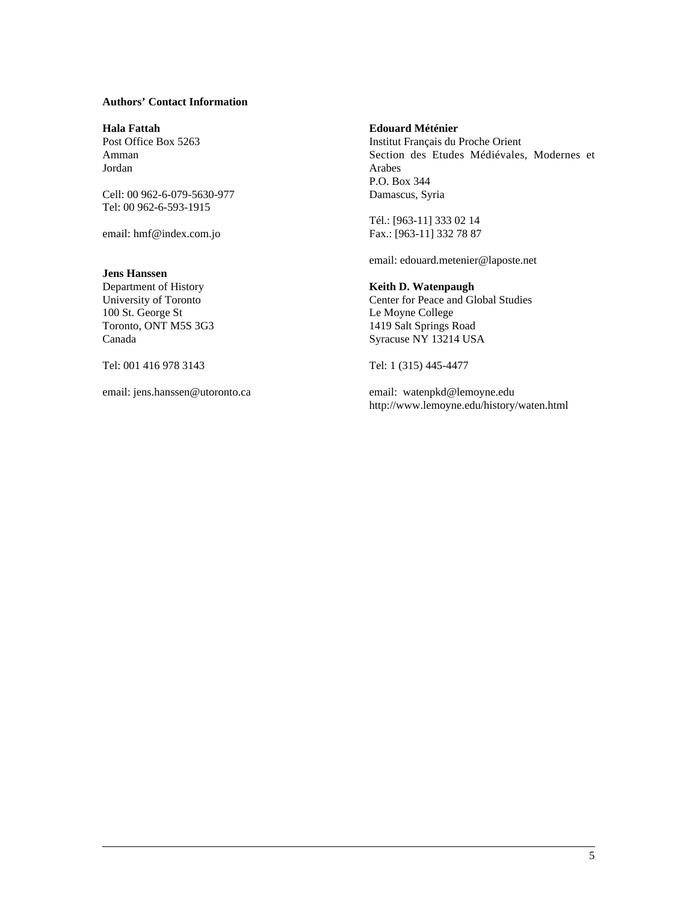**Authors' Contact Information**

**Hala Fattah**
Post Office Box 5263
Amman
Jordan

Cell: 00 962-6-079-5630-977
Tel: 00 962-6-593-1915

email: hmf@index.com.jo

**Jens Hanssen**
Department of History
University of Toronto
100 St. George St
Toronto, ONT M5S 3G3
Canada

Tel: 001 416 978 3143

email: jens.hanssen@utoronto.ca

**Edouard Méténier**
Institut Français du Proche Orient
Section des Etudes Médiévales, Modernes et Arabes
P.O. Box 344
Damascus, Syria

Tél.: [963-11] 333 02 14
Fax.: [963-11] 332 78 87

email: edouard.metenier@laposte.net

**Keith D. Watenpaugh**
Center for Peace and Global Studies
Le Moyne College
1419 Salt Springs Road
Syracuse NY 13214 USA

Tel: 1 (315) 445-4477

email: watenpkd@lemoyne.edu
http://www.lemoyne.edu/history/waten.html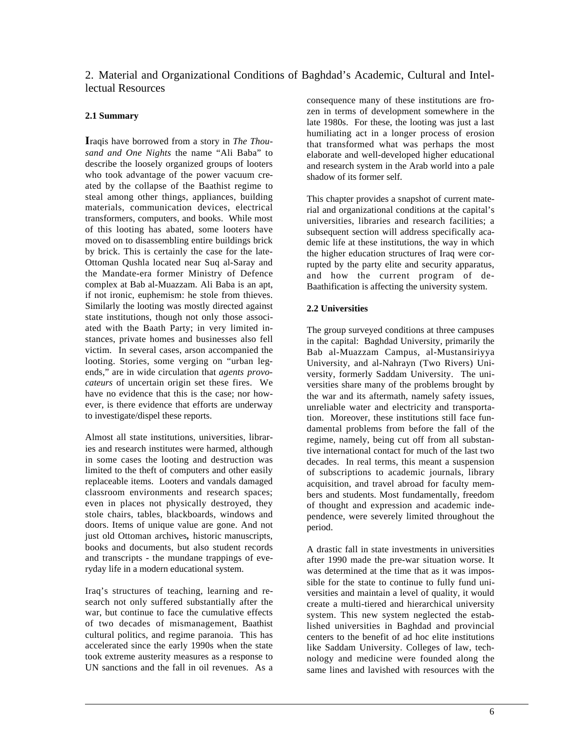## 2. Material and Organizational Conditions of Baghdad's Academic, Cultural and Intellectual Resources

### 2.1 Summary

Iraqis have borrowed from a story in *The Thousand and One Nights* the name "Ali Baba" to describe the loosely organized groups of looters who took advantage of the power vacuum created by the collapse of the Baathist regime to steal among other things, appliances, building materials, communication devices, electrical transformers, computers, and books. While most of this looting has abated, some looters have moved on to disassembling entire buildings brick by brick. This is certainly the case for the late-Ottoman Qushla located near Suq al-Saray and the Mandate-era former Ministry of Defence complex at Bab al-Muazzam. Ali Baba is an apt, if not ironic, euphemism: he stole from thieves. Similarly the looting was mostly directed against state institutions, though not only those associated with the Baath Party; in very limited instances, private homes and businesses also fell victim. In several cases, arson accompanied the looting. Stories, some verging on "urban legends," are in wide circulation that *agents provocateurs* of uncertain origin set these fires. We have no evidence that this is the case; nor however, is there evidence that efforts are underway to investigate/dispel these reports.

Almost all state institutions, universities, libraries and research institutes were harmed, although in some cases the looting and destruction was limited to the theft of computers and other easily replaceable items. Looters and vandals damaged classroom environments and research spaces; even in places not physically destroyed, they stole chairs, tables, blackboards, windows and doors. Items of unique value are gone. And not just old Ottoman archives**,** historic manuscripts, books and documents, but also student records and transcripts - the mundane trappings of everyday life in a modern educational system.

Iraq's structures of teaching, learning and research not only suffered substantially after the war, but continue to face the cumulative effects of two decades of mismanagement, Baathist cultural politics, and regime paranoia. This has accelerated since the early 1990s when the state took extreme austerity measures as a response to UN sanctions and the fall in oil revenues. As a consequence many of these institutions are frozen in terms of development somewhere in the late 1980s. For these, the looting was just a last humiliating act in a longer process of erosion that transformed what was perhaps the most elaborate and well-developed higher educational and research system in the Arab world into a pale shadow of its former self.

This chapter provides a snapshot of current material and organizational conditions at the capital's universities, libraries and research facilities; a subsequent section will address specifically academic life at these institutions, the way in which the higher education structures of Iraq were corrupted by the party elite and security apparatus, and how the current program of de-Baathification is affecting the university system.

### 2.2 Universities

The group surveyed conditions at three campuses in the capital: Baghdad University, primarily the Bab al-Muazzam Campus, al-Mustansiriyya University, and al-Nahrayn (Two Rivers) University, formerly Saddam University. The universities share many of the problems brought by the war and its aftermath, namely safety issues, unreliable water and electricity and transportation. Moreover, these institutions still face fundamental problems from before the fall of the regime, namely, being cut off from all substantive international contact for much of the last two decades. In real terms, this meant a suspension of subscriptions to academic journals, library acquisition, and travel abroad for faculty members and students. Most fundamentally, freedom of thought and expression and academic independence, were severely limited throughout the period.

A drastic fall in state investments in universities after 1990 made the pre-war situation worse. It was determined at the time that as it was impossible for the state to continue to fully fund universities and maintain a level of quality, it would create a multi-tiered and hierarchical university system. This new system neglected the established universities in Baghdad and provincial centers to the benefit of ad hoc elite institutions like Saddam University. Colleges of law, technology and medicine were founded along the same lines and lavished with resources with the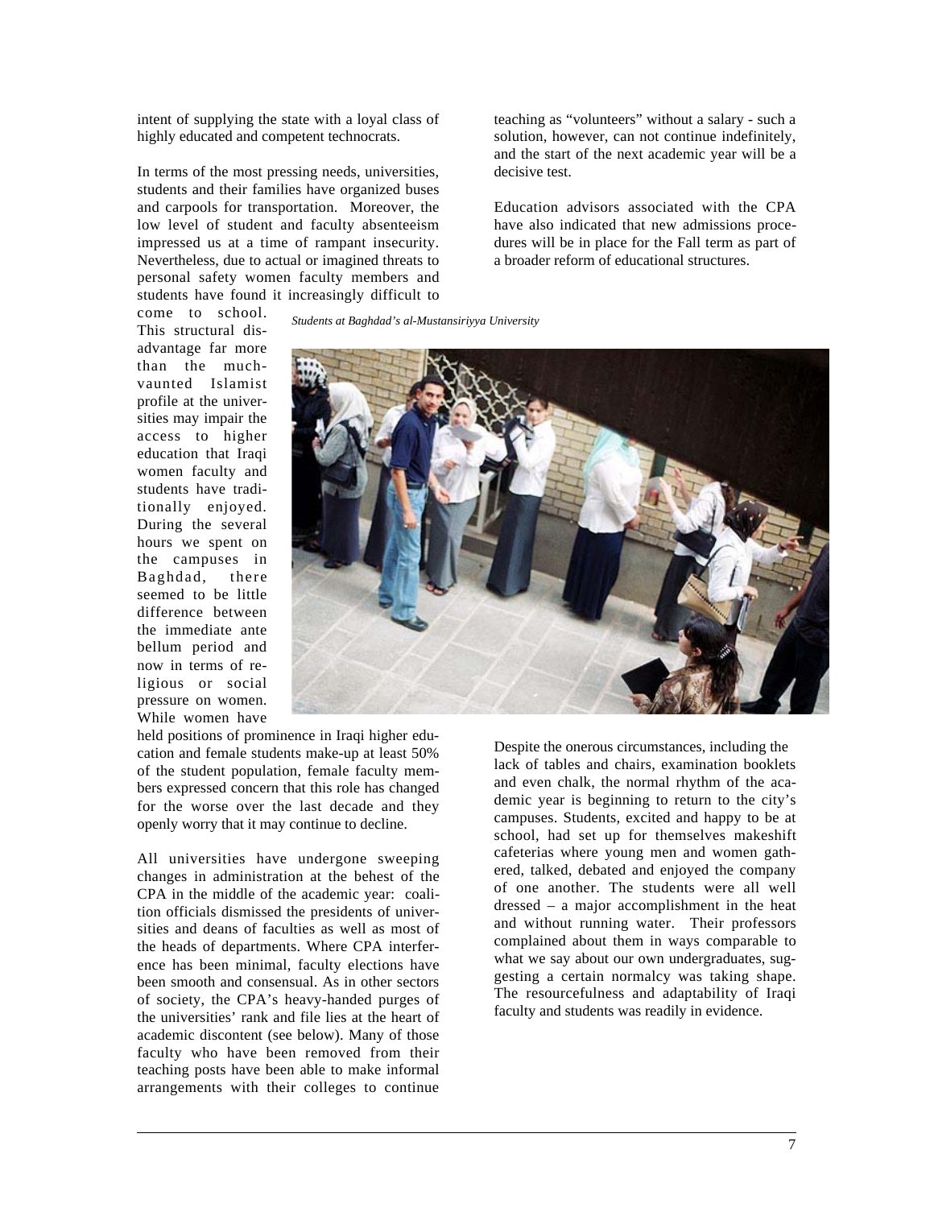intent of supplying the state with a loyal class of highly educated and competent technocrats.

In terms of the most pressing needs, universities, students and their families have organized buses and carpools for transportation. Moreover, the low level of student and faculty absenteeism impressed us at a time of rampant insecurity. Nevertheless, due to actual or imagined threats to personal safety women faculty members and students have found it increasingly difficult to come to school. This structural disadvantage far more than the much-vaunted Islamist profile at the universities may impair the access to higher education that Iraqi women faculty and students have traditionally enjoyed. During the several hours we spent on the campuses in Baghdad, there seemed to be little difference between the immediate ante bellum period and now in terms of religious or social pressure on women. While women have held positions of prominence in Iraqi higher education and female students make-up at least 50% of the student population, female faculty members expressed concern that this role has changed for the worse over the last decade and they openly worry that it may continue to decline.

All universities have undergone sweeping changes in administration at the behest of the CPA in the middle of the academic year: coalition officials dismissed the presidents of universities and deans of faculties as well as most of the heads of departments. Where CPA interference has been minimal, faculty elections have been smooth and consensual. As in other sectors of society, the CPA's heavy-handed purges of the universities' rank and file lies at the heart of academic discontent (see below). Many of those faculty who have been removed from their teaching posts have been able to make informal arrangements with their colleges to continue teaching as "volunteers" without a salary - such a solution, however, can not continue indefinitely, and the start of the next academic year will be a decisive test.

Education advisors associated with the CPA have also indicated that new admissions procedures will be in place for the Fall term as part of a broader reform of educational structures.

*Students at Baghdad's al-Mustansiriyya University*

Despite the onerous circumstances, including the lack of tables and chairs, examination booklets and even chalk, the normal rhythm of the academic year is beginning to return to the city's campuses. Students, excited and happy to be at school, had set up for themselves makeshift cafeterias where young men and women gathered, talked, debated and enjoyed the company of one another. The students were all well dressed – a major accomplishment in the heat and without running water. Their professors complained about them in ways comparable to what we say about our own undergraduates, suggesting a certain normalcy was taking shape. The resourcefulness and adaptability of Iraqi faculty and students was readily in evidence.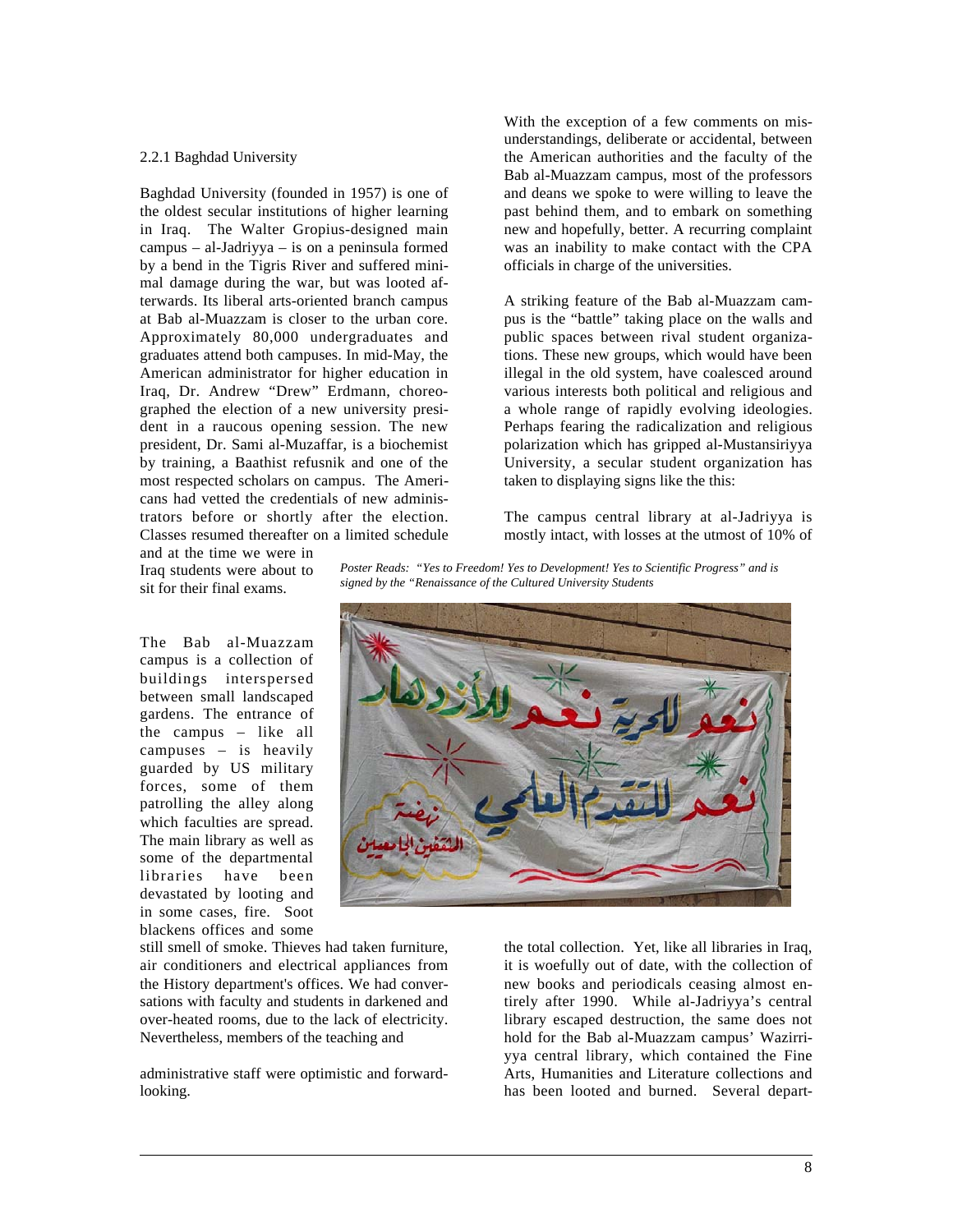2.2.1 Baghdad University

Baghdad University (founded in 1957) is one of the oldest secular institutions of higher learning in Iraq. The Walter Gropius-designed main campus – al-Jadriyya – is on a peninsula formed by a bend in the Tigris River and suffered minimal damage during the war, but was looted afterwards. Its liberal arts-oriented branch campus at Bab al-Muazzam is closer to the urban core. Approximately 80,000 undergraduates and graduates attend both campuses. In mid-May, the American administrator for higher education in Iraq, Dr. Andrew "Drew" Erdmann, choreographed the election of a new university president in a raucous opening session. The new president, Dr. Sami al-Muzaffar, is a biochemist by training, a Baathist refusnik and one of the most respected scholars on campus. The Americans had vetted the credentials of new administrators before or shortly after the election. Classes resumed thereafter on a limited schedule and at the time we were in Iraq students were about to sit for their final exams.

The Bab al-Muazzam campus is a collection of buildings interspersed between small landscaped gardens. The entrance of the campus – like all campuses – is heavily guarded by US military forces, some of them patrolling the alley along which faculties are spread. The main library as well as some of the departmental libraries have been devastated by looting and in some cases, fire. Soot blackens offices and some still smell of smoke. Thieves had taken furniture, air conditioners and electrical appliances from the History department's offices. We had conversations with faculty and students in darkened and over-heated rooms, due to the lack of electricity. Nevertheless, members of the teaching and administrative staff were optimistic and forward-looking.

With the exception of a few comments on misunderstandings, deliberate or accidental, between the American authorities and the faculty of the Bab al-Muazzam campus, most of the professors and deans we spoke to were willing to leave the past behind them, and to embark on something new and hopefully, better. A recurring complaint was an inability to make contact with the CPA officials in charge of the universities.

A striking feature of the Bab al-Muazzam campus is the "battle" taking place on the walls and public spaces between rival student organizations. These new groups, which would have been illegal in the old system, have coalesced around various interests both political and religious and a whole range of rapidly evolving ideologies. Perhaps fearing the radicalization and religious polarization which has gripped al-Mustansiriyya University, a secular student organization has taken to displaying signs like the this:

*Poster Reads: "Yes to Freedom! Yes to Development! Yes to Scientific Progress" and is signed by the "Renaissance of the Cultured University Students*

The campus central library at al-Jadriyya is mostly intact, with losses at the utmost of 10% of the total collection. Yet, like all libraries in Iraq, it is woefully out of date, with the collection of new books and periodicals ceasing almost entirely after 1990. While al-Jadriyya's central library escaped destruction, the same does not hold for the Bab al-Muazzam campus' Waziriyya central library, which contained the Fine Arts, Humanities and Literature collections and has been looted and burned. Several depart-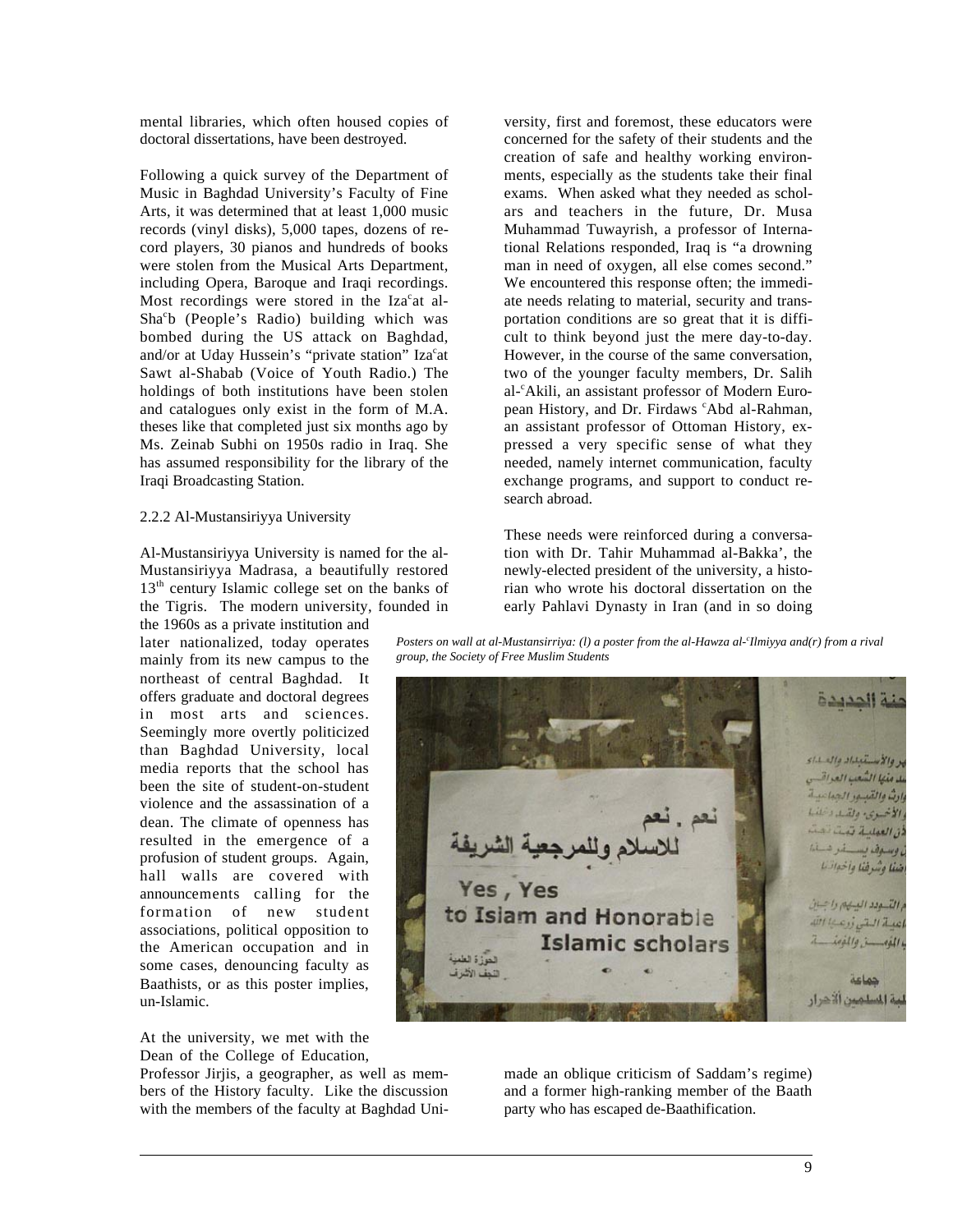mental libraries, which often housed copies of doctoral dissertations, have been destroyed.

Following a quick survey of the Department of Music in Baghdad University's Faculty of Fine Arts, it was determined that at least 1,000 music records (vinyl disks), 5,000 tapes, dozens of record players, 30 pianos and hundreds of books were stolen from the Musical Arts Department, including Opera, Baroque and Iraqi recordings. Most recordings were stored in the Iza<sup>c</sup>at al-Sha<sup>c</sup>b (People's Radio) building which was bombed during the US attack on Baghdad, and/or at Uday Hussein's "private station" Iza<sup>c</sup>at Sawt al-Shabab (Voice of Youth Radio.) The holdings of both institutions have been stolen and catalogues only exist in the form of M.A. theses like that completed just six months ago by Ms. Zeinab Subhi on 1950s radio in Iraq. She has assumed responsibility for the library of the Iraqi Broadcasting Station.

### 2.2.2 Al-Mustansiriyya University

Al-Mustansiriyya University is named for the al-Mustansiriyya Madrasa, a beautifully restored 13th century Islamic college set on the banks of the Tigris. The modern university, founded in the 1960s as a private institution and later nationalized, today operates mainly from its new campus to the northeast of central Baghdad. It offers graduate and doctoral degrees in most arts and sciences. Seemingly more overtly politicized than Baghdad University, local media reports that the school has been the site of student-on-student violence and the assassination of a dean. The climate of openness has resulted in the emergence of a profusion of student groups. Again, hall walls are covered with announcements calling for the formation of new student associations, political opposition to the American occupation and in some cases, denouncing faculty as Baathists, or as this poster implies, un-Islamic.

At the university, we met with the Dean of the College of Education, Professor Jirjis, a geographer, as well as members of the History faculty. Like the discussion with the members of the faculty at Baghdad University, first and foremost, these educators were concerned for the safety of their students and the creation of safe and healthy working environments, especially as the students take their final exams. When asked what they needed as scholars and teachers in the future, Dr. Musa Muhammad Tuwayrish, a professor of International Relations responded, Iraq is "a drowning man in need of oxygen, all else comes second." We encountered this response often; the immediate needs relating to material, security and transportation conditions are so great that it is difficult to think beyond just the mere day-to-day. However, in the course of the same conversation, two of the younger faculty members, Dr. Salih al-<sup>c</sup>Akili, an assistant professor of Modern European History, and Dr. Firdaws <sup>c</sup>Abd al-Rahman, an assistant professor of Ottoman History, expressed a very specific sense of what they needed, namely internet communication, faculty exchange programs, and support to conduct research abroad.

These needs were reinforced during a conversation with Dr. Tahir Muhammad al-Bakka', the newly-elected president of the university, a historian who wrote his doctoral dissertation on the early Pahlavi Dynasty in Iran (and in so doing made an oblique criticism of Saddam's regime) and a former high-ranking member of the Baath party who has escaped de-Baathification.

*Posters on wall at al-Mustansirriya: (l) a poster from the al-Hawza al-<sup>c</sup>Ilmiyya and(r) from a rival group, the Society of Free Muslim Students*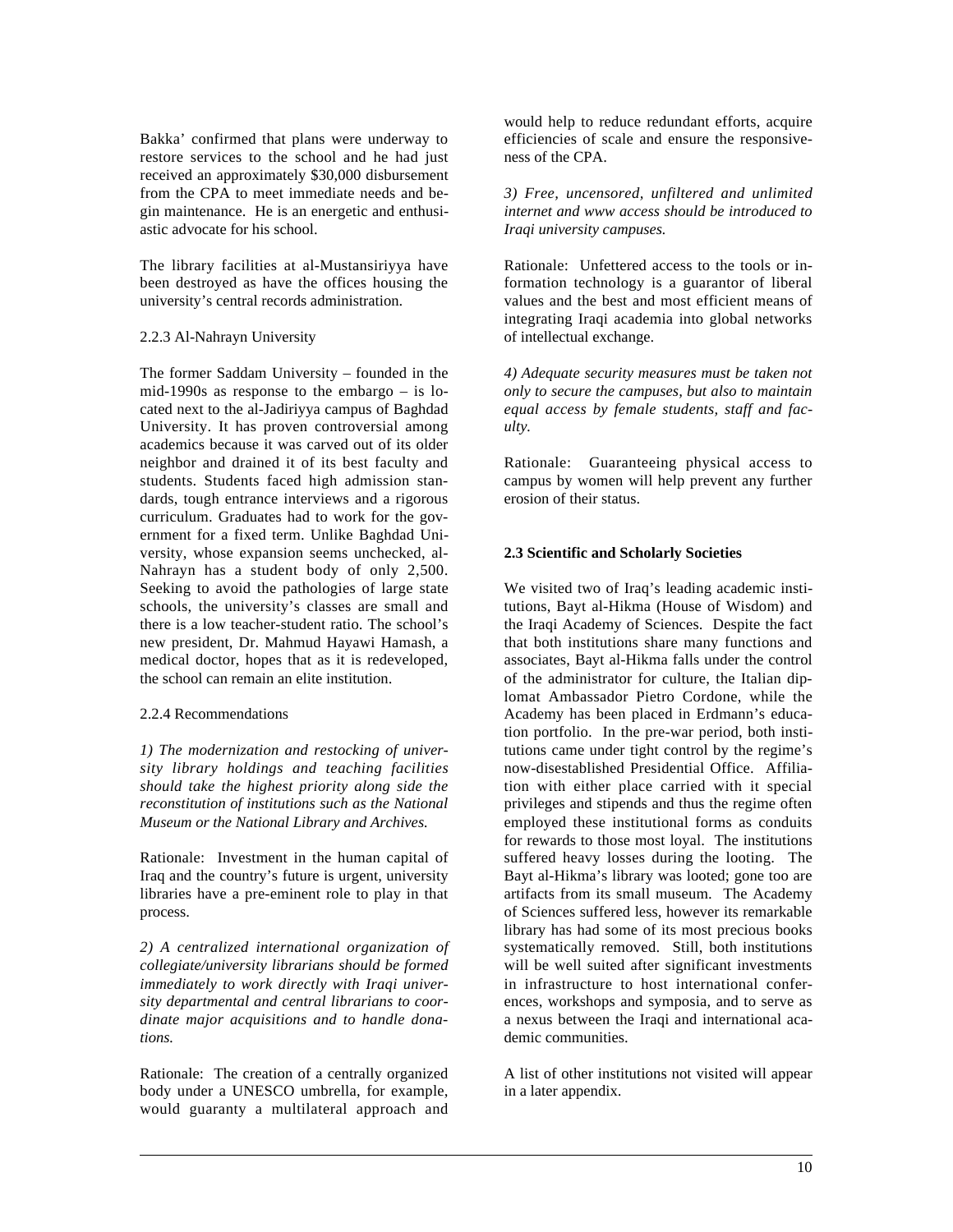Bakka' confirmed that plans were underway to restore services to the school and he had just received an approximately $30,000 disbursement from the CPA to meet immediate needs and begin maintenance. He is an energetic and enthusiastic advocate for his school.

The library facilities at al-Mustansiriyya have been destroyed as have the offices housing the university's central records administration.

#### 2.2.3 Al-Nahrayn University

The former Saddam University – founded in the mid-1990s as response to the embargo – is located next to the al-Jadiriyya campus of Baghdad University. It has proven controversial among academics because it was carved out of its older neighbor and drained it of its best faculty and students. Students faced high admission standards, tough entrance interviews and a rigorous curriculum. Graduates had to work for the government for a fixed term. Unlike Baghdad University, whose expansion seems unchecked, al-Nahrayn has a student body of only 2,500. Seeking to avoid the pathologies of large state schools, the university's classes are small and there is a low teacher-student ratio. The school's new president, Dr. Mahmud Hayawi Hamash, a medical doctor, hopes that as it is redeveloped, the school can remain an elite institution.

#### 2.2.4 Recommendations

*1) The modernization and restocking of university library holdings and teaching facilities should take the highest priority along side the reconstitution of institutions such as the National Museum or the National Library and Archives.*

Rationale: Investment in the human capital of Iraq and the country's future is urgent, university libraries have a pre-eminent role to play in that process.

*2) A centralized international organization of collegiate/university librarians should be formed immediately to work directly with Iraqi university departmental and central librarians to coordinate major acquisitions and to handle donations.*

Rationale: The creation of a centrally organized body under a UNESCO umbrella, for example, would guaranty a multilateral approach and would help to reduce redundant efforts, acquire efficiencies of scale and ensure the responsiveness of the CPA.

*3) Free, uncensored, unfiltered and unlimited internet and www access should be introduced to Iraqi university campuses.*

Rationale: Unfettered access to the tools or information technology is a guarantor of liberal values and the best and most efficient means of integrating Iraqi academia into global networks of intellectual exchange.

*4) Adequate security measures must be taken not only to secure the campuses, but also to maintain equal access by female students, staff and faculty.*

Rationale: Guaranteeing physical access to campus by women will help prevent any further erosion of their status.

### 2.3 Scientific and Scholarly Societies

We visited two of Iraq's leading academic institutions, Bayt al-Hikma (House of Wisdom) and the Iraqi Academy of Sciences. Despite the fact that both institutions share many functions and associates, Bayt al-Hikma falls under the control of the administrator for culture, the Italian diplomat Ambassador Pietro Cordone, while the Academy has been placed in Erdmann's education portfolio. In the pre-war period, both institutions came under tight control by the regime's now-disestablished Presidential Office. Affiliation with either place carried with it special privileges and stipends and thus the regime often employed these institutional forms as conduits for rewards to those most loyal. The institutions suffered heavy losses during the looting. The Bayt al-Hikma's library was looted; gone too are artifacts from its small museum. The Academy of Sciences suffered less, however its remarkable library has had some of its most precious books systematically removed. Still, both institutions will be well suited after significant investments in infrastructure to host international conferences, workshops and symposia, and to serve as a nexus between the Iraqi and international academic communities.

A list of other institutions not visited will appear in a later appendix.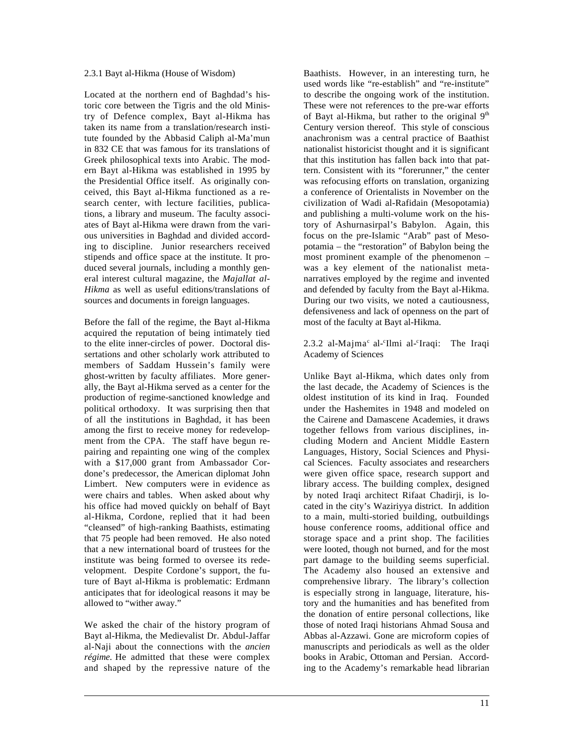### 2.3.1 Bayt al-Hikma (House of Wisdom)

Located at the northern end of Baghdad's historic core between the Tigris and the old Ministry of Defence complex, Bayt al-Hikma has taken its name from a translation/research institute founded by the Abbasid Caliph al-Ma'mun in 832 CE that was famous for its translations of Greek philosophical texts into Arabic. The modern Bayt al-Hikma was established in 1995 by the Presidential Office itself. As originally conceived, this Bayt al-Hikma functioned as a research center, with lecture facilities, publications, a library and museum. The faculty associates of Bayt al-Hikma were drawn from the various universities in Baghdad and divided according to discipline. Junior researchers received stipends and office space at the institute. It produced several journals, including a monthly general interest cultural magazine, the *Majallat al-Hikma* as well as useful editions/translations of sources and documents in foreign languages.

Before the fall of the regime, the Bayt al-Hikma acquired the reputation of being intimately tied to the elite inner-circles of power. Doctoral dissertations and other scholarly work attributed to members of Saddam Hussein's family were ghost-written by faculty affiliates. More generally, the Bayt al-Hikma served as a center for the production of regime-sanctioned knowledge and political orthodoxy. It was surprising then that of all the institutions in Baghdad, it has been among the first to receive money for redevelopment from the CPA. The staff have begun repairing and repainting one wing of the complex with a $17,000 grant from Ambassador Cordone's predecessor, the American diplomat John Limbert. New computers were in evidence as were chairs and tables. When asked about why his office had moved quickly on behalf of Bayt al-Hikma, Cordone, replied that it had been "cleansed" of high-ranking Baathists, estimating that 75 people had been removed. He also noted that a new international board of trustees for the institute was being formed to oversee its redevelopment. Despite Cordone's support, the future of Bayt al-Hikma is problematic: Erdmann anticipates that for ideological reasons it may be allowed to "wither away."

We asked the chair of the history program of Bayt al-Hikma, the Medievalist Dr. Abdul-Jaffar al-Naji about the connections with the *ancien régime.* He admitted that these were complex and shaped by the repressive nature of the Baathists. However, in an interesting turn, he used words like "re-establish" and "re-institute" to describe the ongoing work of the institution. These were not references to the pre-war efforts of Bayt al-Hikma, but rather to the original 9th Century version thereof. This style of conscious anachronism was a central practice of Baathist nationalist historicist thought and it is significant that this institution has fallen back into that pattern. Consistent with its "forerunner," the center was refocusing efforts on translation, organizing a conference of Orientalists in November on the civilization of Wadi al-Rafidain (Mesopotamia) and publishing a multi-volume work on the history of Ashurnasirpal's Babylon. Again, this focus on the pre-Islamic "Arab" past of Mesopotamia – the "restoration" of Babylon being the most prominent example of the phenomenon – was a key element of the nationalist meta-narratives employed by the regime and invented and defended by faculty from the Bayt al-Hikma. During our two visits, we noted a cautiousness, defensiveness and lack of openness on the part of most of the faculty at Bayt al-Hikma.

### 2.3.2 al-Majmaᶜ al-ᶜIlmi al-ᶜIraqi: The Iraqi Academy of Sciences

Unlike Bayt al-Hikma, which dates only from the last decade, the Academy of Sciences is the oldest institution of its kind in Iraq. Founded under the Hashemites in 1948 and modeled on the Cairene and Damascene Academies, it draws together fellows from various disciplines, including Modern and Ancient Middle Eastern Languages, History, Social Sciences and Physical Sciences. Faculty associates and researchers were given office space, research support and library access. The building complex, designed by noted Iraqi architect Rifaat Chadirji, is located in the city's Waziriyya district. In addition to a main, multi-storied building, outbuildings house conference rooms, additional office and storage space and a print shop. The facilities were looted, though not burned, and for the most part damage to the building seems superficial. The Academy also housed an extensive and comprehensive library. The library's collection is especially strong in language, literature, history and the humanities and has benefited from the donation of entire personal collections, like those of noted Iraqi historians Ahmad Sousa and Abbas al-Azzawi. Gone are microform copies of manuscripts and periodicals as well as the older books in Arabic, Ottoman and Persian. According to the Academy's remarkable head librarian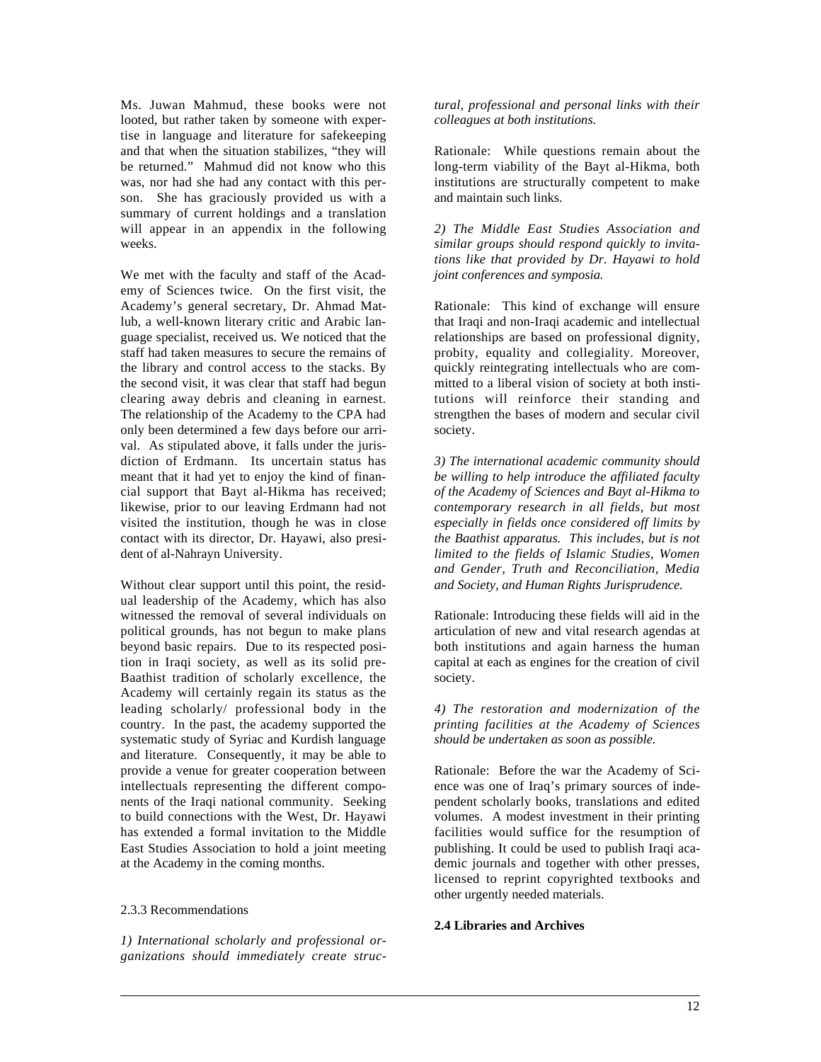Ms. Juwan Mahmud, these books were not looted, but rather taken by someone with expertise in language and literature for safekeeping and that when the situation stabilizes, "they will be returned." Mahmud did not know who this was, nor had she had any contact with this person. She has graciously provided us with a summary of current holdings and a translation will appear in an appendix in the following weeks.

We met with the faculty and staff of the Academy of Sciences twice. On the first visit, the Academy's general secretary, Dr. Ahmad Matlub, a well-known literary critic and Arabic language specialist, received us. We noticed that the staff had taken measures to secure the remains of the library and control access to the stacks. By the second visit, it was clear that staff had begun clearing away debris and cleaning in earnest. The relationship of the Academy to the CPA had only been determined a few days before our arrival. As stipulated above, it falls under the jurisdiction of Erdmann. Its uncertain status has meant that it had yet to enjoy the kind of financial support that Bayt al-Hikma has received; likewise, prior to our leaving Erdmann had not visited the institution, though he was in close contact with its director, Dr. Hayawi, also president of al-Nahrayn University.

Without clear support until this point, the residual leadership of the Academy, which has also witnessed the removal of several individuals on political grounds, has not begun to make plans beyond basic repairs. Due to its respected position in Iraqi society, as well as its solid pre-Baathist tradition of scholarly excellence, the Academy will certainly regain its status as the leading scholarly/ professional body in the country. In the past, the academy supported the systematic study of Syriac and Kurdish language and literature. Consequently, it may be able to provide a venue for greater cooperation between intellectuals representing the different components of the Iraqi national community. Seeking to build connections with the West, Dr. Hayawi has extended a formal invitation to the Middle East Studies Association to hold a joint meeting at the Academy in the coming months.

2.3.3 Recommendations

*1) International scholarly and professional organizations should immediately create structural, professional and personal links with their colleagues at both institutions.*

Rationale: While questions remain about the long-term viability of the Bayt al-Hikma, both institutions are structurally competent to make and maintain such links.

*2) The Middle East Studies Association and similar groups should respond quickly to invitations like that provided by Dr. Hayawi to hold joint conferences and symposia.*

Rationale: This kind of exchange will ensure that Iraqi and non-Iraqi academic and intellectual relationships are based on professional dignity, probity, equality and collegiality. Moreover, quickly reintegrating intellectuals who are committed to a liberal vision of society at both institutions will reinforce their standing and strengthen the bases of modern and secular civil society.

*3) The international academic community should be willing to help introduce the affiliated faculty of the Academy of Sciences and Bayt al-Hikma to contemporary research in all fields, but most especially in fields once considered off limits by the Baathist apparatus. This includes, but is not limited to the fields of Islamic Studies, Women and Gender, Truth and Reconciliation, Media and Society, and Human Rights Jurisprudence.*

Rationale: Introducing these fields will aid in the articulation of new and vital research agendas at both institutions and again harness the human capital at each as engines for the creation of civil society.

*4) The restoration and modernization of the printing facilities at the Academy of Sciences should be undertaken as soon as possible.*

Rationale: Before the war the Academy of Science was one of Iraq's primary sources of independent scholarly books, translations and edited volumes. A modest investment in their printing facilities would suffice for the resumption of publishing. It could be used to publish Iraqi academic journals and together with other presses, licensed to reprint copyrighted textbooks and other urgently needed materials.

**2.4 Libraries and Archives**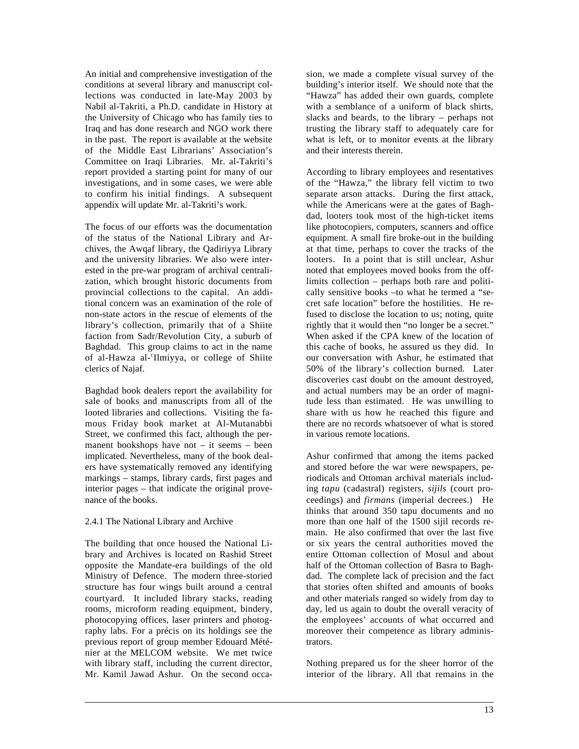An initial and comprehensive investigation of the conditions at several library and manuscript collections was conducted in late-May 2003 by Nabil al-Takriti, a Ph.D. candidate in History at the University of Chicago who has family ties to Iraq and has done research and NGO work there in the past. The report is available at the website of the Middle East Librarians' Association's Committee on Iraqi Libraries. Mr. al-Takriti's report provided a starting point for many of our investigations, and in some cases, we were able to confirm his initial findings. A subsequent appendix will update Mr. al-Takriti's work.

The focus of our efforts was the documentation of the status of the National Library and Archives, the Awqaf library, the Qadiriyya Library and the university libraries. We also were interested in the pre-war program of archival centralization, which brought historic documents from provincial collections to the capital. An additional concern was an examination of the role of non-state actors in the rescue of elements of the library's collection, primarily that of a Shiite faction from Sadr/Revolution City, a suburb of Baghdad. This group claims to act in the name of al-Hawza al-ʿIlmiyya, or college of Shiite clerics of Najaf.

Baghdad book dealers report the availability for sale of books and manuscripts from all of the looted libraries and collections. Visiting the famous Friday book market at Al-Mutanabbi Street, we confirmed this fact, although the permanent bookshops have not – it seems – been implicated. Nevertheless, many of the book dealers have systematically removed any identifying markings – stamps, library cards, first pages and interior pages – that indicate the original provenance of the books.

2.4.1 The National Library and Archive

The building that once housed the National Library and Archives is located on Rashid Street opposite the Mandate-era buildings of the old Ministry of Defence. The modern three-storied structure has four wings built around a central courtyard. It included library stacks, reading rooms, microform reading equipment, bindery, photocopying offices, laser printers and photography labs. For a précis on its holdings see the previous report of group member Edouard Méténier at the MELCOM website. We met twice with library staff, including the current director, Mr. Kamil Jawad Ashur. On the second occasion, we made a complete visual survey of the building's interior itself. We should note that the "Hawza" has added their own guards, complete with a semblance of a uniform of black shirts, slacks and beards, to the library – perhaps not trusting the library staff to adequately care for what is left, or to monitor events at the library and their interests therein.

According to library employees and resentatives of the "Hawza," the library fell victim to two separate arson attacks. During the first attack, while the Americans were at the gates of Baghdad, looters took most of the high-ticket items like photocopiers, computers, scanners and office equipment. A small fire broke-out in the building at that time, perhaps to cover the tracks of the looters. In a point that is still unclear, Ashur noted that employees moved books from the off-limits collection – perhaps both rare and politically sensitive books –to what he termed a "secret safe location" before the hostilities. He refused to disclose the location to us; noting, quite rightly that it would then "no longer be a secret." When asked if the CPA knew of the location of this cache of books, he assured us they did. In our conversation with Ashur, he estimated that 50% of the library's collection burned. Later discoveries cast doubt on the amount destroyed, and actual numbers may be an order of magnitude less than estimated. He was unwilling to share with us how he reached this figure and there are no records whatsoever of what is stored in various remote locations.

Ashur confirmed that among the items packed and stored before the war were newspapers, periodicals and Ottoman archival materials including *tapu* (cadastral) registers, *sijils* (court proceedings) and *firmans* (imperial decrees.) He thinks that around 350 tapu documents and no more than one half of the 1500 sijil records remain. He also confirmed that over the last five or six years the central authorities moved the entire Ottoman collection of Mosul and about half of the Ottoman collection of Basra to Baghdad. The complete lack of precision and the fact that stories often shifted and amounts of books and other materials ranged so widely from day to day, led us again to doubt the overall veracity of the employees' accounts of what occurred and moreover their competence as library administrators.

Nothing prepared us for the sheer horror of the interior of the library. All that remains in the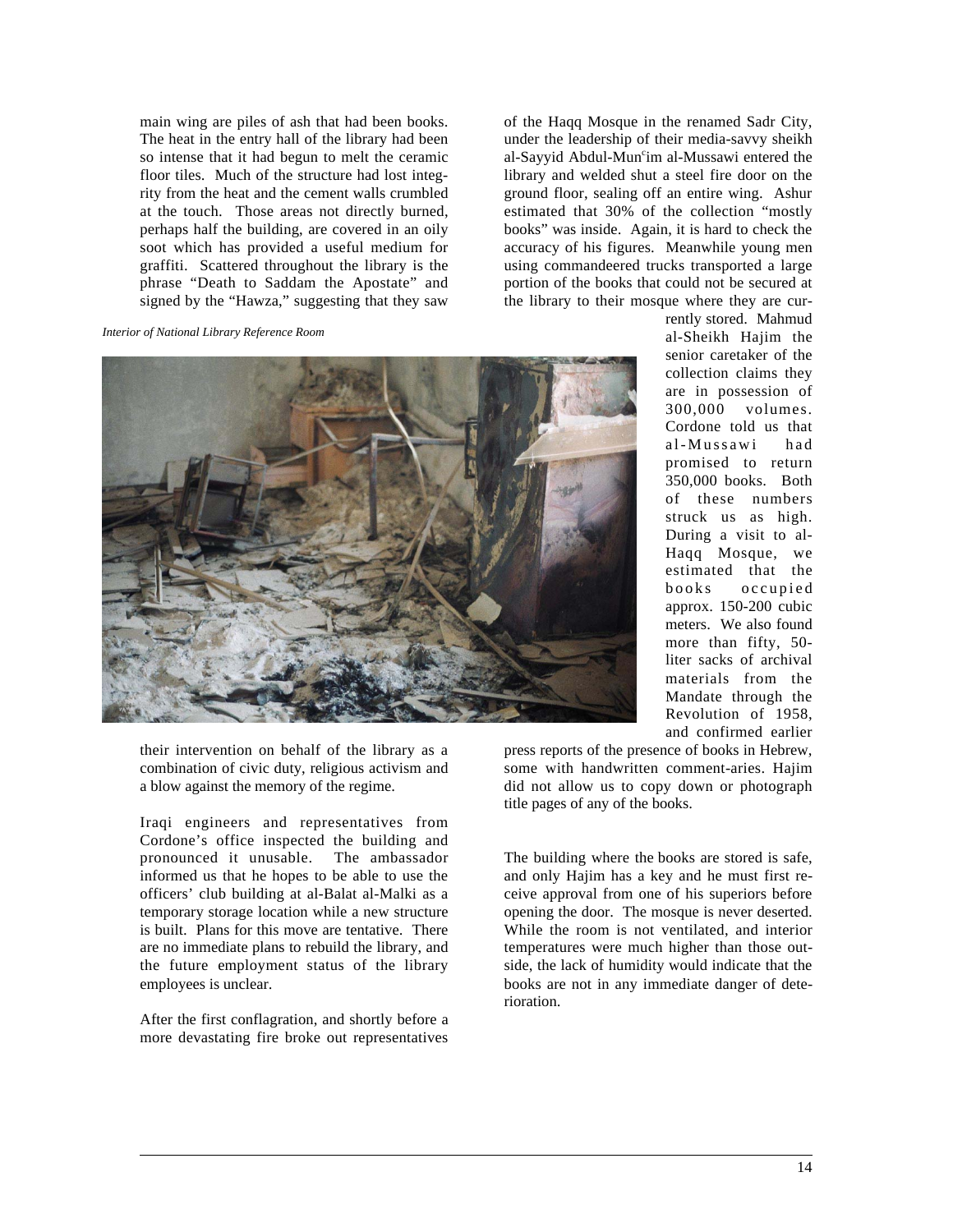main wing are piles of ash that had been books. The heat in the entry hall of the library had been so intense that it had begun to melt the ceramic floor tiles. Much of the structure had lost integrity from the heat and the cement walls crumbled at the touch. Those areas not directly burned, perhaps half the building, are covered in an oily soot which has provided a useful medium for graffiti. Scattered throughout the library is the phrase "Death to Saddam the Apostate" and signed by the "Hawza," suggesting that they saw their intervention on behalf of the library as a combination of civic duty, religious activism and a blow against the memory of the regime.

*Interior of National Library Reference Room*

Iraqi engineers and representatives from Cordone's office inspected the building and pronounced it unusable. The ambassador informed us that he hopes to be able to use the officers' club building at al-Balat al-Malki as a temporary storage location while a new structure is built. Plans for this move are tentative. There are no immediate plans to rebuild the library, and the future employment status of the library employees is unclear.

After the first conflagration, and shortly before a more devastating fire broke out representatives of the Haqq Mosque in the renamed Sadr City, under the leadership of their media-savvy sheikh al-Sayyid Abdul-Munʿim al-Mussawi entered the library and welded shut a steel fire door on the ground floor, sealing off an entire wing. Ashur estimated that 30% of the collection "mostly books" was inside. Again, it is hard to check the accuracy of his figures. Meanwhile young men using commandeered trucks transported a large portion of the books that could not be secured at the library to their mosque where they are currently stored. Mahmud al-Sheikh Hajim the senior caretaker of the collection claims they are in possession of 300,000 volumes. Cordone told us that al-Mussawi had promised to return 350,000 books. Both of these numbers struck us as high. During a visit to al-Haqq Mosque, we estimated that the books occupied approx. 150-200 cubic meters. We also found more than fifty, 50-liter sacks of archival materials from the Mandate through the Revolution of 1958, and confirmed earlier press reports of the presence of books in Hebrew, some with handwritten comment-aries. Hajim did not allow us to copy down or photograph title pages of any of the books.

The building where the books are stored is safe, and only Hajim has a key and he must first receive approval from one of his superiors before opening the door. The mosque is never deserted. While the room is not ventilated, and interior temperatures were much higher than those outside, the lack of humidity would indicate that the books are not in any immediate danger of deterioration.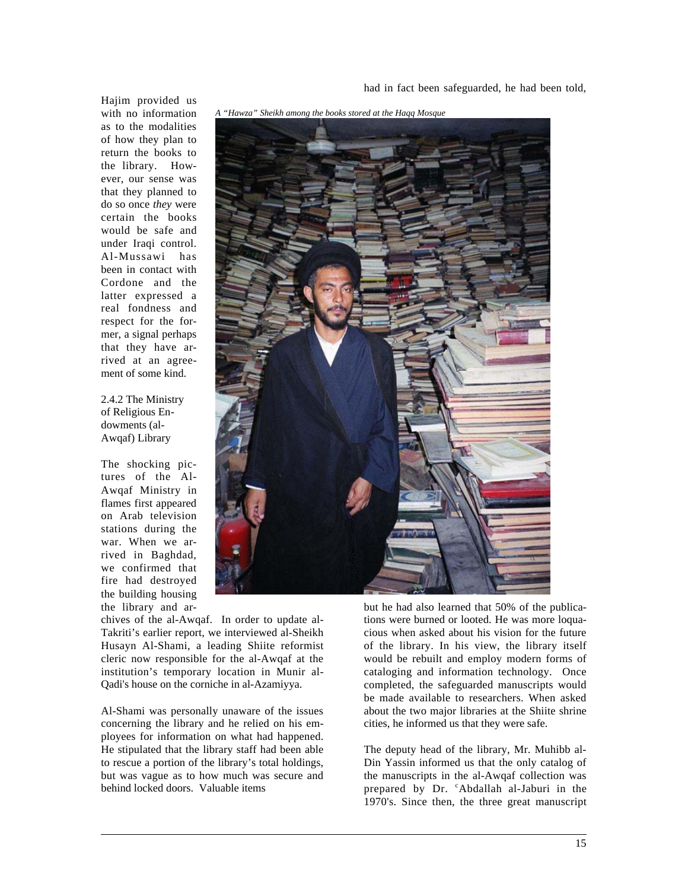Hajim provided us with no information as to the modalities of how they plan to return the books to the library. However, our sense was that they planned to do so once *they* were certain the books would be safe and under Iraqi control. Al-Mussawi has been in contact with Cordone and the latter expressed a real fondness and respect for the former, a signal perhaps that they have arrived at an agreement of some kind.

*A "Hawza" Sheikh among the books stored at the Haqq Mosque*

### 2.4.2 The Ministry of Religious Endowments (al-Awqaf) Library

The shocking pictures of the Al-Awqaf Ministry in flames first appeared on Arab television stations during the war. When we arrived in Baghdad, we confirmed that fire had destroyed the building housing the library and archives of the al-Awqaf. In order to update al-Takriti's earlier report, we interviewed al-Sheikh Husayn Al-Shami, a leading Shiite reformist cleric now responsible for the al-Awqaf at the institution's temporary location in Munir al-Qadi's house on the corniche in al-Azamiyya.

Al-Shami was personally unaware of the issues concerning the library and he relied on his employees for information on what had happened. He stipulated that the library staff had been able to rescue a portion of the library's total holdings, but was vague as to how much was secure and behind locked doors. Valuable items had in fact been safeguarded, he had been told, but he had also learned that 50% of the publications were burned or looted. He was more loquacious when asked about his vision for the future of the library. In his view, the library itself would be rebuilt and employ modern forms of cataloging and information technology. Once completed, the safeguarded manuscripts would be made available to researchers. When asked about the two major libraries at the Shiite shrine cities, he informed us that they were safe.

The deputy head of the library, Mr. Muhibb al-Din Yassin informed us that the only catalog of the manuscripts in the al-Awqaf collection was prepared by Dr. ʿAbdallah al-Jaburi in the 1970's. Since then, the three great manuscript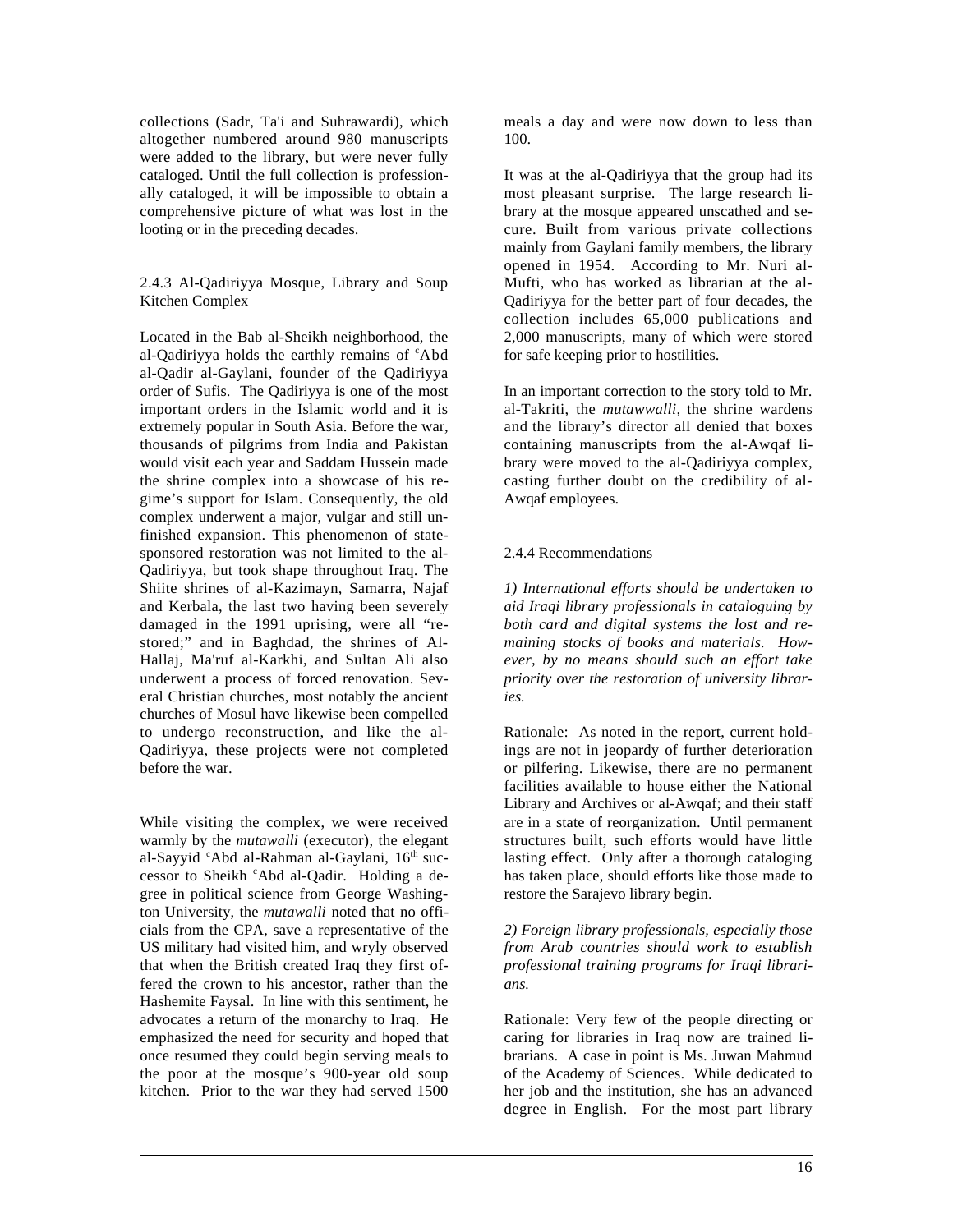collections (Sadr, Ta'i and Suhrawardi), which altogether numbered around 980 manuscripts were added to the library, but were never fully cataloged. Until the full collection is professionally cataloged, it will be impossible to obtain a comprehensive picture of what was lost in the looting or in the preceding decades.

### 2.4.3 Al-Qadiriyya Mosque, Library and Soup Kitchen Complex

Located in the Bab al-Sheikh neighborhood, the al-Qadiriyya holds the earthly remains of ᶜAbd al-Qadir al-Gaylani, founder of the Qadiriyya order of Sufis. The Qadiriyya is one of the most important orders in the Islamic world and it is extremely popular in South Asia. Before the war, thousands of pilgrims from India and Pakistan would visit each year and Saddam Hussein made the shrine complex into a showcase of his regime's support for Islam. Consequently, the old complex underwent a major, vulgar and still unfinished expansion. This phenomenon of state-sponsored restoration was not limited to the al-Qadiriyya, but took shape throughout Iraq. The Shiite shrines of al-Kazimayn, Samarra, Najaf and Kerbala, the last two having been severely damaged in the 1991 uprising, were all "restored;" and in Baghdad, the shrines of Al-Hallaj, Ma'ruf al-Karkhi, and Sultan Ali also underwent a process of forced renovation. Several Christian churches, most notably the ancient churches of Mosul have likewise been compelled to undergo reconstruction, and like the al-Qadiriyya, these projects were not completed before the war.

While visiting the complex, we were received warmly by the *mutawalli* (executor), the elegant al-Sayyid ᶜAbd al-Rahman al-Gaylani, 16th successor to Sheikh ᶜAbd al-Qadir. Holding a degree in political science from George Washington University, the *mutawalli* noted that no officials from the CPA, save a representative of the US military had visited him, and wryly observed that when the British created Iraq they first offered the crown to his ancestor, rather than the Hashemite Faysal. In line with this sentiment, he advocates a return of the monarchy to Iraq. He emphasized the need for security and hoped that once resumed they could begin serving meals to the poor at the mosque's 900-year old soup kitchen. Prior to the war they had served 1500 meals a day and were now down to less than 100.

It was at the al-Qadiriyya that the group had its most pleasant surprise. The large research library at the mosque appeared unscathed and secure. Built from various private collections mainly from Gaylani family members, the library opened in 1954. According to Mr. Nuri al-Mufti, who has worked as librarian at the al-Qadiriyya for the better part of four decades, the collection includes 65,000 publications and 2,000 manuscripts, many of which were stored for safe keeping prior to hostilities.

In an important correction to the story told to Mr. al-Takriti, the *mutawwalli,* the shrine wardens and the library's director all denied that boxes containing manuscripts from the al-Awqaf library were moved to the al-Qadiriyya complex, casting further doubt on the credibility of al-Awqaf employees.

### 2.4.4 Recommendations

*1) International efforts should be undertaken to aid Iraqi library professionals in cataloguing by both card and digital systems the lost and remaining stocks of books and materials. However, by no means should such an effort take priority over the restoration of university libraries.*

Rationale: As noted in the report, current holdings are not in jeopardy of further deterioration or pilfering. Likewise, there are no permanent facilities available to house either the National Library and Archives or al-Awqaf; and their staff are in a state of reorganization. Until permanent structures built, such efforts would have little lasting effect. Only after a thorough cataloging has taken place, should efforts like those made to restore the Sarajevo library begin.

*2) Foreign library professionals, especially those from Arab countries should work to establish professional training programs for Iraqi librarians.*

Rationale: Very few of the people directing or caring for libraries in Iraq now are trained librarians. A case in point is Ms. Juwan Mahmud of the Academy of Sciences. While dedicated to her job and the institution, she has an advanced degree in English. For the most part library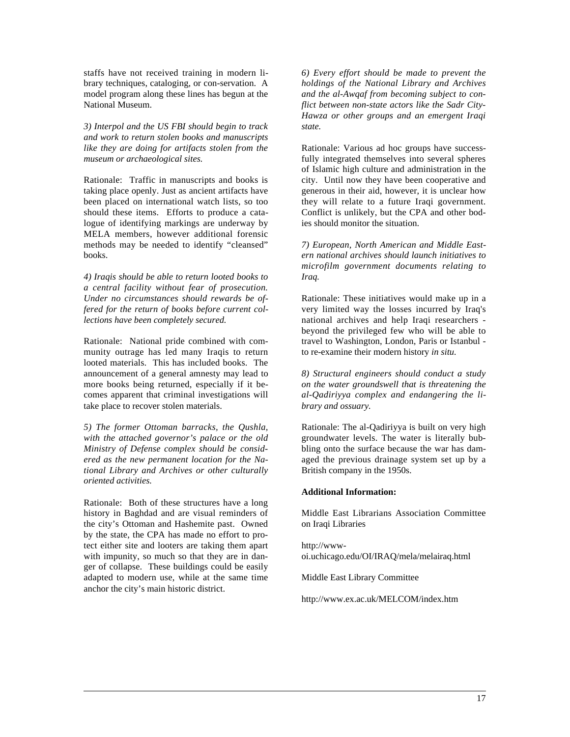staffs have not received training in modern library techniques, cataloging, or con-servation. A model program along these lines has begun at the National Museum.

*3) Interpol and the US FBI should begin to track and work to return stolen books and manuscripts like they are doing for artifacts stolen from the museum or archaeological sites.*

Rationale: Traffic in manuscripts and books is taking place openly. Just as ancient artifacts have been placed on international watch lists, so too should these items. Efforts to produce a catalogue of identifying markings are underway by MELA members, however additional forensic methods may be needed to identify "cleansed" books.

*4) Iraqis should be able to return looted books to a central facility without fear of prosecution. Under no circumstances should rewards be offered for the return of books before current collections have been completely secured.*

Rationale: National pride combined with community outrage has led many Iraqis to return looted materials. This has included books. The announcement of a general amnesty may lead to more books being returned, especially if it becomes apparent that criminal investigations will take place to recover stolen materials.

*5) The former Ottoman barracks, the Qushla, with the attached governor's palace or the old Ministry of Defense complex should be considered as the new permanent location for the National Library and Archives or other culturally oriented activities.*

Rationale: Both of these structures have a long history in Baghdad and are visual reminders of the city's Ottoman and Hashemite past. Owned by the state, the CPA has made no effort to protect either site and looters are taking them apart with impunity, so much so that they are in danger of collapse. These buildings could be easily adapted to modern use, while at the same time anchor the city's main historic district.

*6) Every effort should be made to prevent the holdings of the National Library and Archives and the al-Awqaf from becoming subject to conflict between non-state actors like the Sadr City-Hawza or other groups and an emergent Iraqi state.*

Rationale: Various ad hoc groups have successfully integrated themselves into several spheres of Islamic high culture and administration in the city. Until now they have been cooperative and generous in their aid, however, it is unclear how they will relate to a future Iraqi government. Conflict is unlikely, but the CPA and other bodies should monitor the situation.

*7) European, North American and Middle Eastern national archives should launch initiatives to microfilm government documents relating to Iraq.*

Rationale: These initiatives would make up in a very limited way the losses incurred by Iraq's national archives and help Iraqi researchers - beyond the privileged few who will be able to travel to Washington, London, Paris or Istanbul - to re-examine their modern history *in situ.*

*8) Structural engineers should conduct a study on the water groundswell that is threatening the al-Qadiriyya complex and endangering the library and ossuary.*

Rationale: The al-Qadiriyya is built on very high groundwater levels. The water is literally bubbling onto the surface because the war has damaged the previous drainage system set up by a British company in the 1950s.

**Additional Information:**

Middle East Librarians Association Committee on Iraqi Libraries

http://www-oi.uchicago.edu/OI/IRAQ/mela/melairaq.html

Middle East Library Committee

http://www.ex.ac.uk/MELCOM/index.htm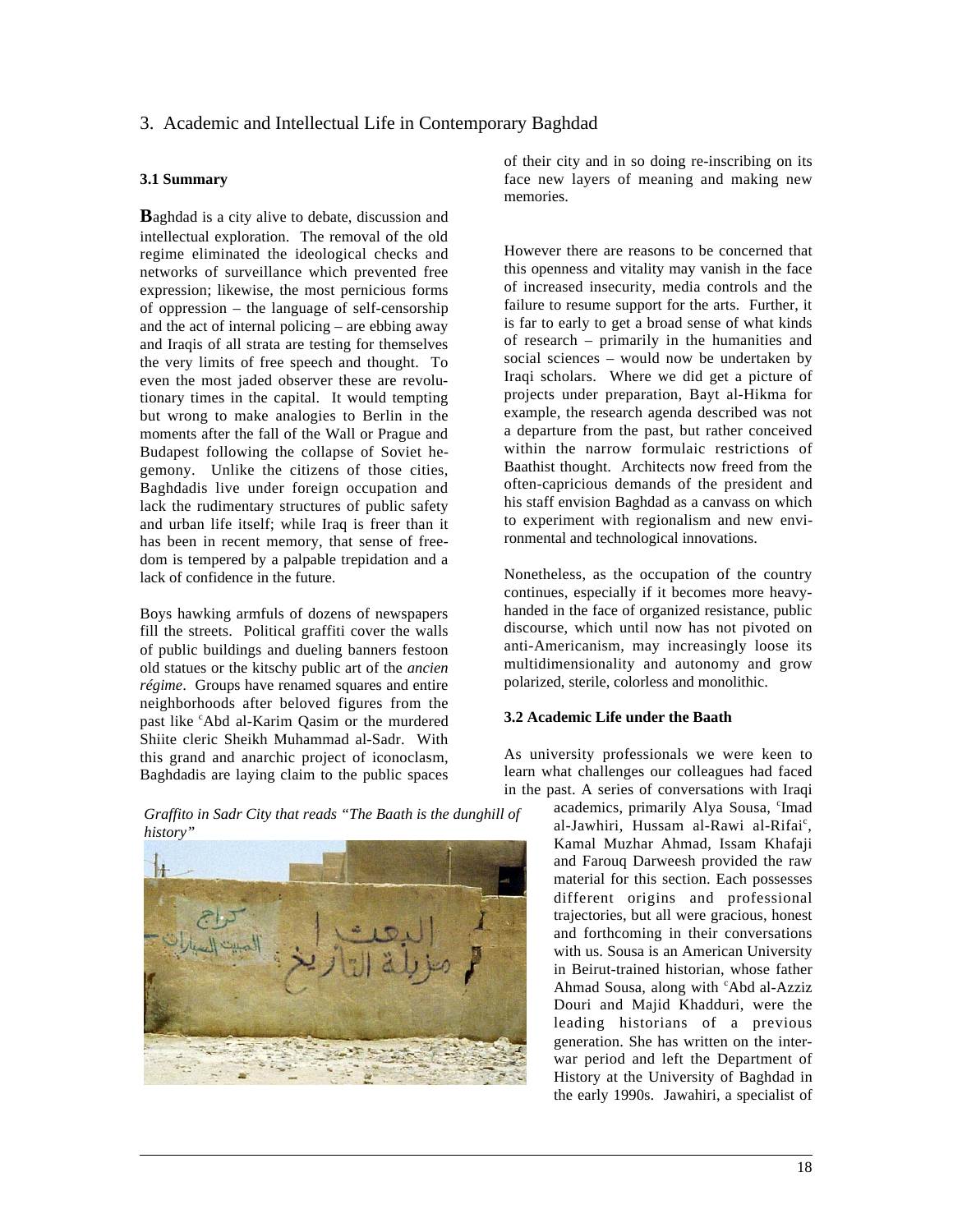## 3. Academic and Intellectual Life in Contemporary Baghdad

### 3.1 Summary

**B**aghdad is a city alive to debate, discussion and intellectual exploration. The removal of the old regime eliminated the ideological checks and networks of surveillance which prevented free expression; likewise, the most pernicious forms of oppression – the language of self-censorship and the act of internal policing – are ebbing away and Iraqis of all strata are testing for themselves the very limits of free speech and thought. To even the most jaded observer these are revolutionary times in the capital. It would tempting but wrong to make analogies to Berlin in the moments after the fall of the Wall or Prague and Budapest following the collapse of Soviet hegemony. Unlike the citizens of those cities, Baghdadis live under foreign occupation and lack the rudimentary structures of public safety and urban life itself; while Iraq is freer than it has been in recent memory, that sense of freedom is tempered by a palpable trepidation and a lack of confidence in the future.

Boys hawking armfuls of dozens of newspapers fill the streets. Political graffiti cover the walls of public buildings and dueling banners festoon old statues or the kitschy public art of the *ancien régime*. Groups have renamed squares and entire neighborhoods after beloved figures from the past like [c]Abd al-Karim Qasim or the murdered Shiite cleric Sheikh Muhammad al-Sadr. With this grand and anarchic project of iconoclasm, Baghdadis are laying claim to the public spaces of their city and in so doing re-inscribing on its face new layers of meaning and making new memories.

*Graffito in Sadr City that reads "The Baath is the dunghill of history"*

However there are reasons to be concerned that this openness and vitality may vanish in the face of increased insecurity, media controls and the failure to resume support for the arts. Further, it is far to early to get a broad sense of what kinds of research – primarily in the humanities and social sciences – would now be undertaken by Iraqi scholars. Where we did get a picture of projects under preparation, Bayt al-Hikma for example, the research agenda described was not a departure from the past, but rather conceived within the narrow formulaic restrictions of Baathist thought. Architects now freed from the often-capricious demands of the president and his staff envision Baghdad as a canvass on which to experiment with regionalism and new environmental and technological innovations.

Nonetheless, as the occupation of the country continues, especially if it becomes more heavy-handed in the face of organized resistance, public discourse, which until now has not pivoted on anti-Americanism, may increasingly loose its multidimensionality and autonomy and grow polarized, sterile, colorless and monolithic.

### 3.2 Academic Life under the Baath

As university professionals we were keen to learn what challenges our colleagues had faced in the past. A series of conversations with Iraqi academics, primarily Alya Sousa, [c]Imad al-Jawhiri, Hussam al-Rawi al-Rifai[c], Kamal Muzhar Ahmad, Issam Khafaji and Farouq Darweesh provided the raw material for this section. Each possesses different origins and professional trajectories, but all were gracious, honest and forthcoming in their conversations with us. Sousa is an American University in Beirut-trained historian, whose father Ahmad Sousa, along with [c]Abd al-Azziz Douri and Majid Khadduri, were the leading historians of a previous generation. She has written on the inter-war period and left the Department of History at the University of Baghdad in the early 1990s. Jawahiri, a specialist of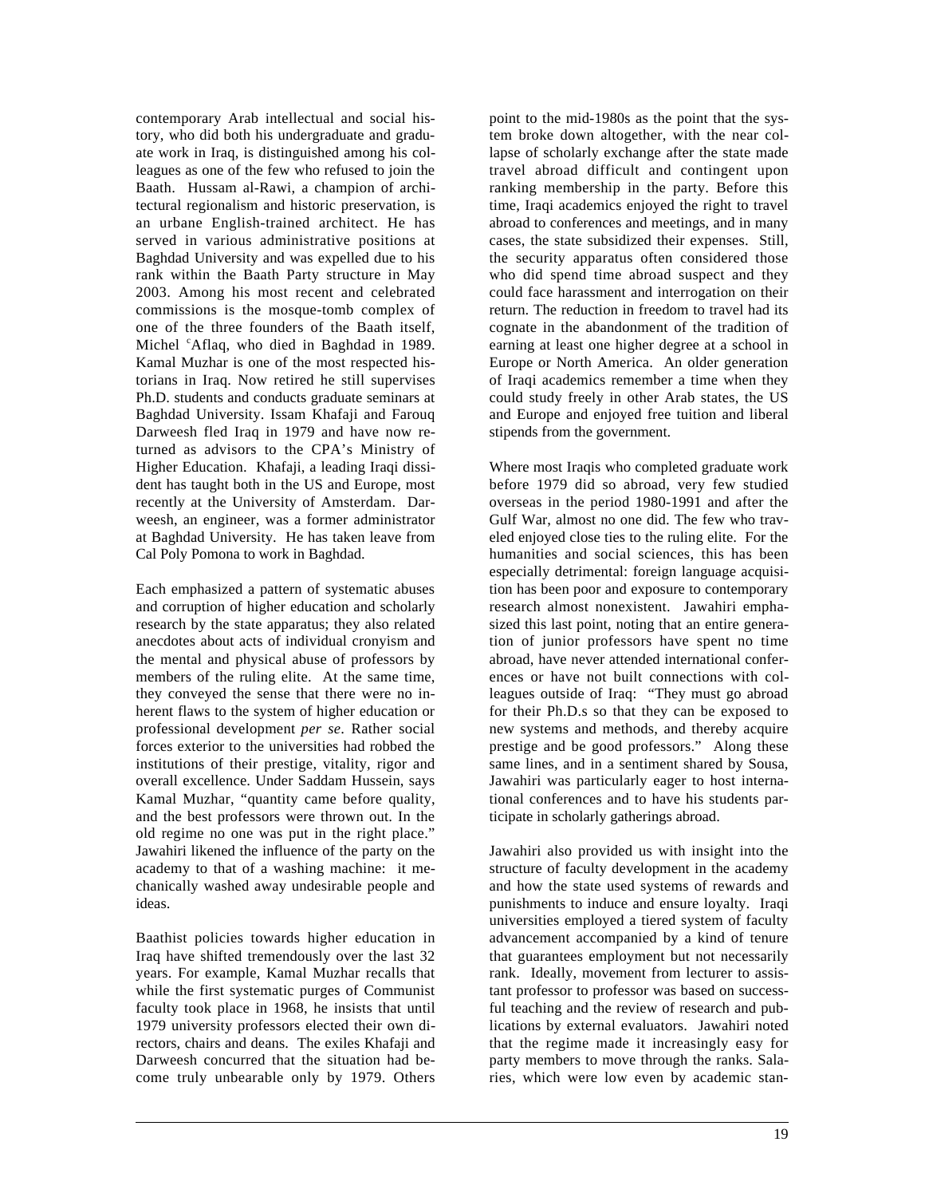contemporary Arab intellectual and social history, who did both his undergraduate and graduate work in Iraq, is distinguished among his colleagues as one of the few who refused to join the Baath. Hussam al-Rawi, a champion of architectural regionalism and historic preservation, is an urbane English-trained architect. He has served in various administrative positions at Baghdad University and was expelled due to his rank within the Baath Party structure in May 2003. Among his most recent and celebrated commissions is the mosque-tomb complex of one of the three founders of the Baath itself, Michel ʿAflaq, who died in Baghdad in 1989. Kamal Muzhar is one of the most respected historians in Iraq. Now retired he still supervises Ph.D. students and conducts graduate seminars at Baghdad University. Issam Khafaji and Farouq Darweesh fled Iraq in 1979 and have now returned as advisors to the CPA's Ministry of Higher Education. Khafaji, a leading Iraqi dissident has taught both in the US and Europe, most recently at the University of Amsterdam. Darweesh, an engineer, was a former administrator at Baghdad University. He has taken leave from Cal Poly Pomona to work in Baghdad.

Each emphasized a pattern of systematic abuses and corruption of higher education and scholarly research by the state apparatus; they also related anecdotes about acts of individual cronyism and the mental and physical abuse of professors by members of the ruling elite. At the same time, they conveyed the sense that there were no inherent flaws to the system of higher education or professional development *per se*. Rather social forces exterior to the universities had robbed the institutions of their prestige, vitality, rigor and overall excellence. Under Saddam Hussein, says Kamal Muzhar, "quantity came before quality, and the best professors were thrown out. In the old regime no one was put in the right place." Jawahiri likened the influence of the party on the academy to that of a washing machine: it mechanically washed away undesirable people and ideas.

Baathist policies towards higher education in Iraq have shifted tremendously over the last 32 years. For example, Kamal Muzhar recalls that while the first systematic purges of Communist faculty took place in 1968, he insists that until 1979 university professors elected their own directors, chairs and deans. The exiles Khafaji and Darweesh concurred that the situation had become truly unbearable only by 1979. Others point to the mid-1980s as the point that the system broke down altogether, with the near collapse of scholarly exchange after the state made travel abroad difficult and contingent upon ranking membership in the party. Before this time, Iraqi academics enjoyed the right to travel abroad to conferences and meetings, and in many cases, the state subsidized their expenses. Still, the security apparatus often considered those who did spend time abroad suspect and they could face harassment and interrogation on their return. The reduction in freedom to travel had its cognate in the abandonment of the tradition of earning at least one higher degree at a school in Europe or North America. An older generation of Iraqi academics remember a time when they could study freely in other Arab states, the US and Europe and enjoyed free tuition and liberal stipends from the government.

Where most Iraqis who completed graduate work before 1979 did so abroad, very few studied overseas in the period 1980-1991 and after the Gulf War, almost no one did. The few who traveled enjoyed close ties to the ruling elite. For the humanities and social sciences, this has been especially detrimental: foreign language acquisition has been poor and exposure to contemporary research almost nonexistent. Jawahiri emphasized this last point, noting that an entire generation of junior professors have spent no time abroad, have never attended international conferences or have not built connections with colleagues outside of Iraq: "They must go abroad for their Ph.D.s so that they can be exposed to new systems and methods, and thereby acquire prestige and be good professors." Along these same lines, and in a sentiment shared by Sousa, Jawahiri was particularly eager to host international conferences and to have his students participate in scholarly gatherings abroad.

Jawahiri also provided us with insight into the structure of faculty development in the academy and how the state used systems of rewards and punishments to induce and ensure loyalty. Iraqi universities employed a tiered system of faculty advancement accompanied by a kind of tenure that guarantees employment but not necessarily rank. Ideally, movement from lecturer to assistant professor to professor was based on successful teaching and the review of research and publications by external evaluators. Jawahiri noted that the regime made it increasingly easy for party members to move through the ranks. Salaries, which were low even by academic stan-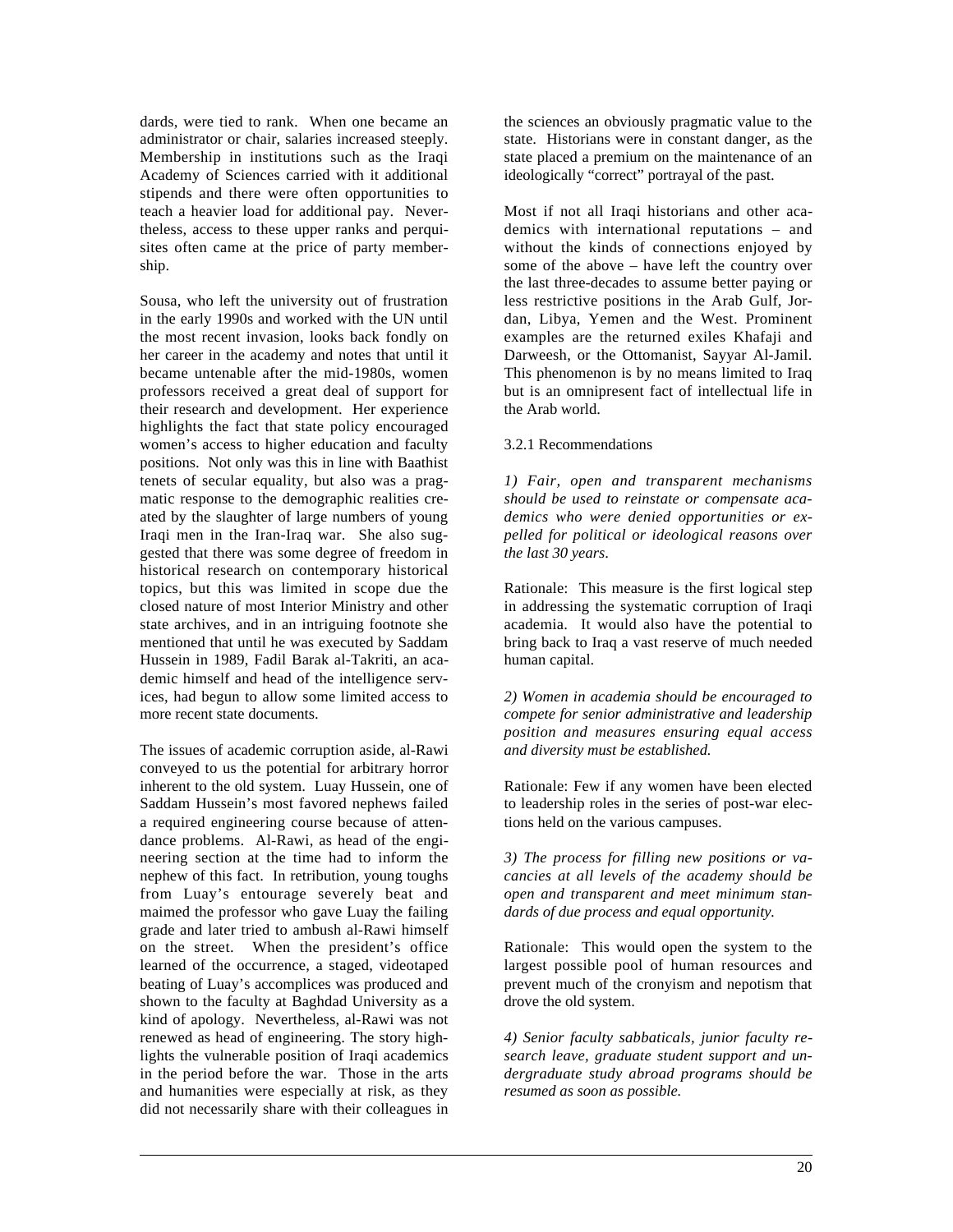dards, were tied to rank. When one became an administrator or chair, salaries increased steeply. Membership in institutions such as the Iraqi Academy of Sciences carried with it additional stipends and there were often opportunities to teach a heavier load for additional pay. Nevertheless, access to these upper ranks and perquisites often came at the price of party membership.

Sousa, who left the university out of frustration in the early 1990s and worked with the UN until the most recent invasion, looks back fondly on her career in the academy and notes that until it became untenable after the mid-1980s, women professors received a great deal of support for their research and development. Her experience highlights the fact that state policy encouraged women's access to higher education and faculty positions. Not only was this in line with Baathist tenets of secular equality, but also was a pragmatic response to the demographic realities created by the slaughter of large numbers of young Iraqi men in the Iran-Iraq war. She also suggested that there was some degree of freedom in historical research on contemporary historical topics, but this was limited in scope due the closed nature of most Interior Ministry and other state archives, and in an intriguing footnote she mentioned that until he was executed by Saddam Hussein in 1989, Fadil Barak al-Takriti, an academic himself and head of the intelligence services, had begun to allow some limited access to more recent state documents.

The issues of academic corruption aside, al-Rawi conveyed to us the potential for arbitrary horror inherent to the old system. Luay Hussein, one of Saddam Hussein's most favored nephews failed a required engineering course because of attendance problems. Al-Rawi, as head of the engineering section at the time had to inform the nephew of this fact. In retribution, young toughs from Luay's entourage severely beat and maimed the professor who gave Luay the failing grade and later tried to ambush al-Rawi himself on the street. When the president's office learned of the occurrence, a staged, videotaped beating of Luay's accomplices was produced and shown to the faculty at Baghdad University as a kind of apology. Nevertheless, al-Rawi was not renewed as head of engineering. The story highlights the vulnerable position of Iraqi academics in the period before the war. Those in the arts and humanities were especially at risk, as they did not necessarily share with their colleagues in the sciences an obviously pragmatic value to the state. Historians were in constant danger, as the state placed a premium on the maintenance of an ideologically "correct" portrayal of the past.

Most if not all Iraqi historians and other academics with international reputations – and without the kinds of connections enjoyed by some of the above – have left the country over the last three-decades to assume better paying or less restrictive positions in the Arab Gulf, Jordan, Libya, Yemen and the West. Prominent examples are the returned exiles Khafaji and Darweesh, or the Ottomanist, Sayyar Al-Jamil. This phenomenon is by no means limited to Iraq but is an omnipresent fact of intellectual life in the Arab world.

3.2.1 Recommendations

*1) Fair, open and transparent mechanisms should be used to reinstate or compensate academics who were denied opportunities or expelled for political or ideological reasons over the last 30 years.*

Rationale: This measure is the first logical step in addressing the systematic corruption of Iraqi academia. It would also have the potential to bring back to Iraq a vast reserve of much needed human capital.

*2) Women in academia should be encouraged to compete for senior administrative and leadership position and measures ensuring equal access and diversity must be established.*

Rationale: Few if any women have been elected to leadership roles in the series of post-war elections held on the various campuses.

*3) The process for filling new positions or vacancies at all levels of the academy should be open and transparent and meet minimum standards of due process and equal opportunity.*

Rationale: This would open the system to the largest possible pool of human resources and prevent much of the cronyism and nepotism that drove the old system.

*4) Senior faculty sabbaticals, junior faculty research leave, graduate student support and undergraduate study abroad programs should be resumed as soon as possible.*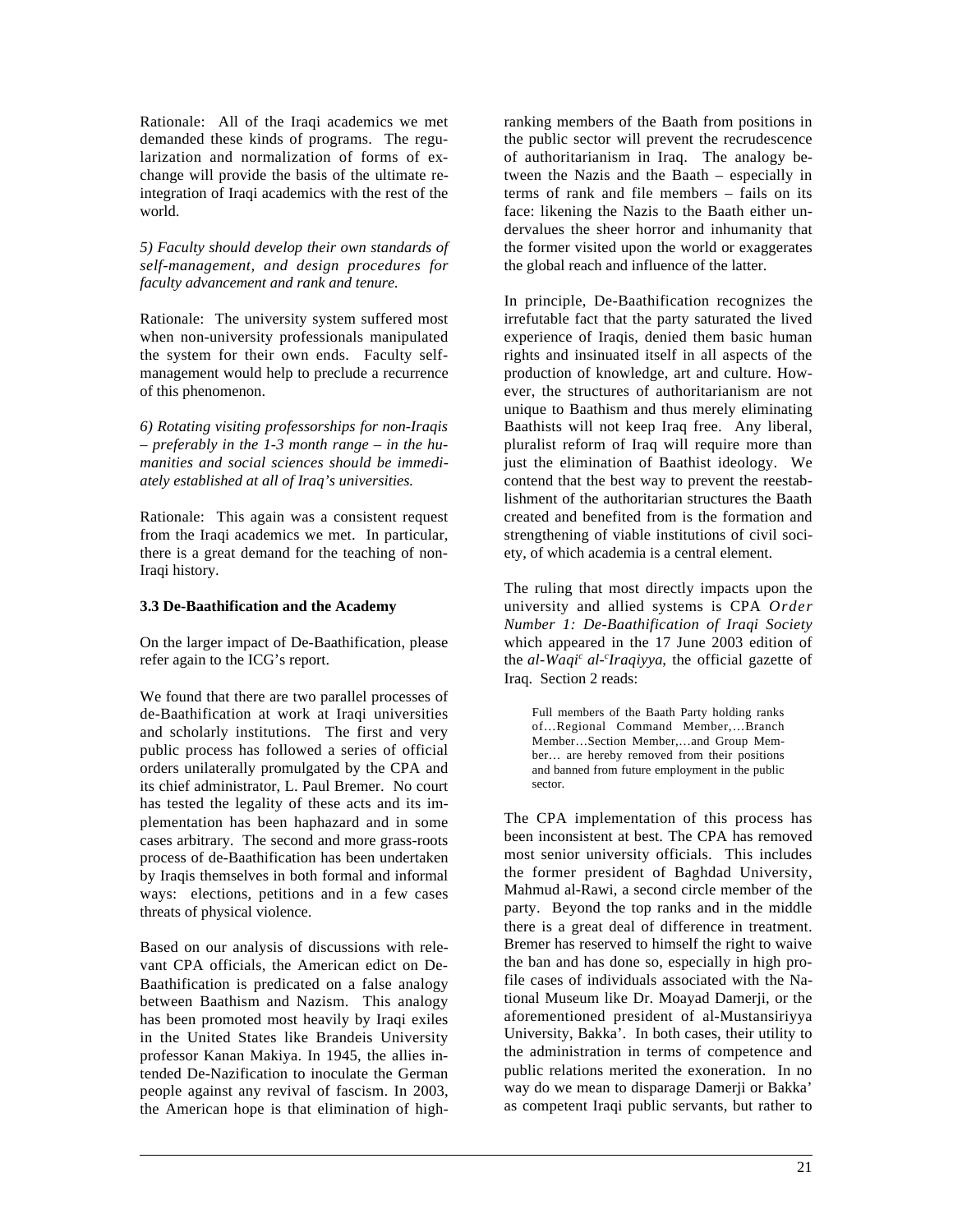Rationale: All of the Iraqi academics we met demanded these kinds of programs. The regularization and normalization of forms of exchange will provide the basis of the ultimate reintegration of Iraqi academics with the rest of the world.

*5) Faculty should develop their own standards of self-management, and design procedures for faculty advancement and rank and tenure.*

Rationale: The university system suffered most when non-university professionals manipulated the system for their own ends. Faculty self-management would help to preclude a recurrence of this phenomenon.

*6) Rotating visiting professorships for non-Iraqis – preferably in the 1-3 month range – in the humanities and social sciences should be immediately established at all of Iraq's universities.*

Rationale: This again was a consistent request from the Iraqi academics we met. In particular, there is a great demand for the teaching of non-Iraqi history.

**3.3 De-Baathification and the Academy**

On the larger impact of De-Baathification, please refer again to the ICG's report.

We found that there are two parallel processes of de-Baathification at work at Iraqi universities and scholarly institutions. The first and very public process has followed a series of official orders unilaterally promulgated by the CPA and its chief administrator, L. Paul Bremer. No court has tested the legality of these acts and its implementation has been haphazard and in some cases arbitrary. The second and more grass-roots process of de-Baathification has been undertaken by Iraqis themselves in both formal and informal ways: elections, petitions and in a few cases threats of physical violence.

Based on our analysis of discussions with relevant CPA officials, the American edict on De-Baathification is predicated on a false analogy between Baathism and Nazism. This analogy has been promoted most heavily by Iraqi exiles in the United States like Brandeis University professor Kanan Makiya. In 1945, the allies intended De-Nazification to inoculate the German people against any revival of fascism. In 2003, the American hope is that elimination of high-ranking members of the Baath from positions in the public sector will prevent the recrudescence of authoritarianism in Iraq. The analogy between the Nazis and the Baath – especially in terms of rank and file members – fails on its face: likening the Nazis to the Baath either undervalues the sheer horror and inhumanity that the former visited upon the world or exaggerates the global reach and influence of the latter.

In principle, De-Baathification recognizes the irrefutable fact that the party saturated the lived experience of Iraqis, denied them basic human rights and insinuated itself in all aspects of the production of knowledge, art and culture. However, the structures of authoritarianism are not unique to Baathism and thus merely eliminating Baathists will not keep Iraq free. Any liberal, pluralist reform of Iraq will require more than just the elimination of Baathist ideology. We contend that the best way to prevent the reestablishment of the authoritarian structures the Baath created and benefited from is the formation and strengthening of viable institutions of civil society, of which academia is a central element.

The ruling that most directly impacts upon the university and allied systems is CPA *Order Number 1: De-Baathification of Iraqi Society* which appeared in the 17 June 2003 edition of the *al-Waqi*[c] *al-*[c]*Iraqiyya*, the official gazette of Iraq. Section 2 reads:

> Full members of the Baath Party holding ranks of…Regional Command Member,…Branch Member…Section Member,…and Group Member… are hereby removed from their positions and banned from future employment in the public sector.

The CPA implementation of this process has been inconsistent at best. The CPA has removed most senior university officials. This includes the former president of Baghdad University, Mahmud al-Rawi, a second circle member of the party. Beyond the top ranks and in the middle there is a great deal of difference in treatment. Bremer has reserved to himself the right to waive the ban and has done so, especially in high profile cases of individuals associated with the National Museum like Dr. Moayad Damerji, or the aforementioned president of al-Mustansiriyya University, Bakka'. In both cases, their utility to the administration in terms of competence and public relations merited the exoneration. In no way do we mean to disparage Damerji or Bakka' as competent Iraqi public servants, but rather to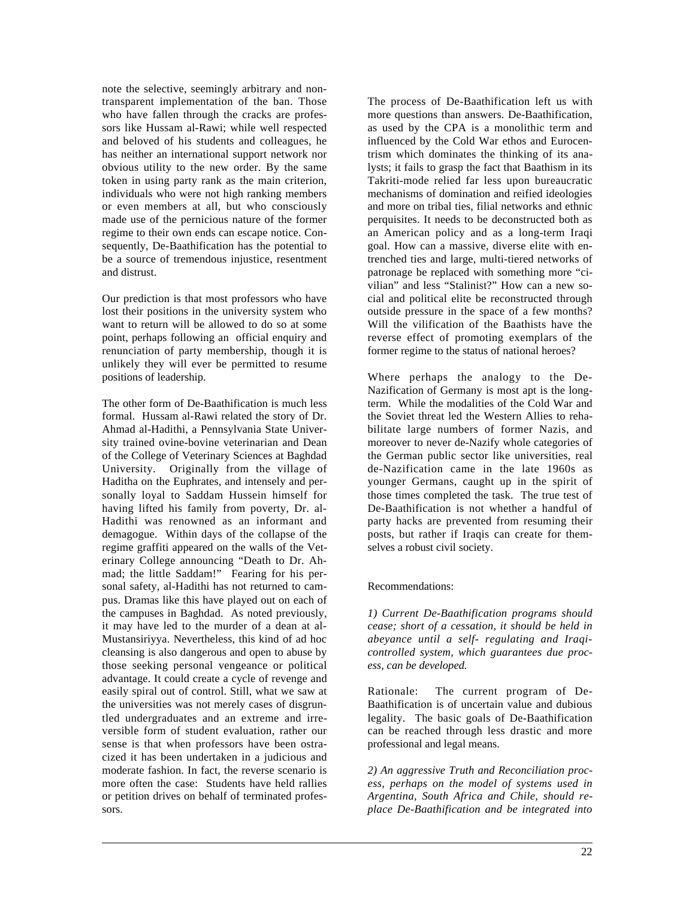note the selective, seemingly arbitrary and non-transparent implementation of the ban. Those who have fallen through the cracks are professors like Hussam al-Rawi; while well respected and beloved of his students and colleagues, he has neither an international support network nor obvious utility to the new order. By the same token in using party rank as the main criterion, individuals who were not high ranking members or even members at all, but who consciously made use of the pernicious nature of the former regime to their own ends can escape notice. Consequently, De-Baathification has the potential to be a source of tremendous injustice, resentment and distrust.

Our prediction is that most professors who have lost their positions in the university system who want to return will be allowed to do so at some point, perhaps following an official enquiry and renunciation of party membership, though it is unlikely they will ever be permitted to resume positions of leadership.

The other form of De-Baathification is much less formal. Hussam al-Rawi related the story of Dr. Ahmad al-Hadithi, a Pennsylvania State University trained ovine-bovine veterinarian and Dean of the College of Veterinary Sciences at Baghdad University. Originally from the village of Haditha on the Euphrates, and intensely and personally loyal to Saddam Hussein himself for having lifted his family from poverty, Dr. al-Hadithi was renowned as an informant and demagogue. Within days of the collapse of the regime graffiti appeared on the walls of the Veterinary College announcing "Death to Dr. Ahmad; the little Saddam!" Fearing for his personal safety, al-Hadithi has not returned to campus. Dramas like this have played out on each of the campuses in Baghdad. As noted previously, it may have led to the murder of a dean at al-Mustansiriyya. Nevertheless, this kind of ad hoc cleansing is also dangerous and open to abuse by those seeking personal vengeance or political advantage. It could create a cycle of revenge and easily spiral out of control. Still, what we saw at the universities was not merely cases of disgruntled undergraduates and an extreme and irreversible form of student evaluation, rather our sense is that when professors have been ostracized it has been undertaken in a judicious and moderate fashion. In fact, the reverse scenario is more often the case: Students have held rallies or petition drives on behalf of terminated professors.

The process of De-Baathification left us with more questions than answers. De-Baathification, as used by the CPA is a monolithic term and influenced by the Cold War ethos and Eurocentrism which dominates the thinking of its analysts; it fails to grasp the fact that Baathism in its Takriti-mode relied far less upon bureaucratic mechanisms of domination and reified ideologies and more on tribal ties, filial networks and ethnic perquisites. It needs to be deconstructed both as an American policy and as a long-term Iraqi goal. How can a massive, diverse elite with entrenched ties and large, multi-tiered networks of patronage be replaced with something more "civilian" and less "Stalinist?" How can a new social and political elite be reconstructed through outside pressure in the space of a few months? Will the vilification of the Baathists have the reverse effect of promoting exemplars of the former regime to the status of national heroes?

Where perhaps the analogy to the De-Nazification of Germany is most apt is the long-term. While the modalities of the Cold War and the Soviet threat led the Western Allies to rehabilitate large numbers of former Nazis, and moreover to never de-Nazify whole categories of the German public sector like universities, real de-Nazification came in the late 1960s as younger Germans, caught up in the spirit of those times completed the task. The true test of De-Baathification is not whether a handful of party hacks are prevented from resuming their posts, but rather if Iraqis can create for themselves a robust civil society.

Recommendations:

*1) Current De-Baathification programs should cease; short of a cessation, it should be held in abeyance until a self- regulating and Iraqi-controlled system, which guarantees due process, can be developed.*

Rationale: The current program of De-Baathification is of uncertain value and dubious legality. The basic goals of De-Baathification can be reached through less drastic and more professional and legal means.

*2) An aggressive Truth and Reconciliation process, perhaps on the model of systems used in Argentina, South Africa and Chile, should replace De-Baathification and be integrated into*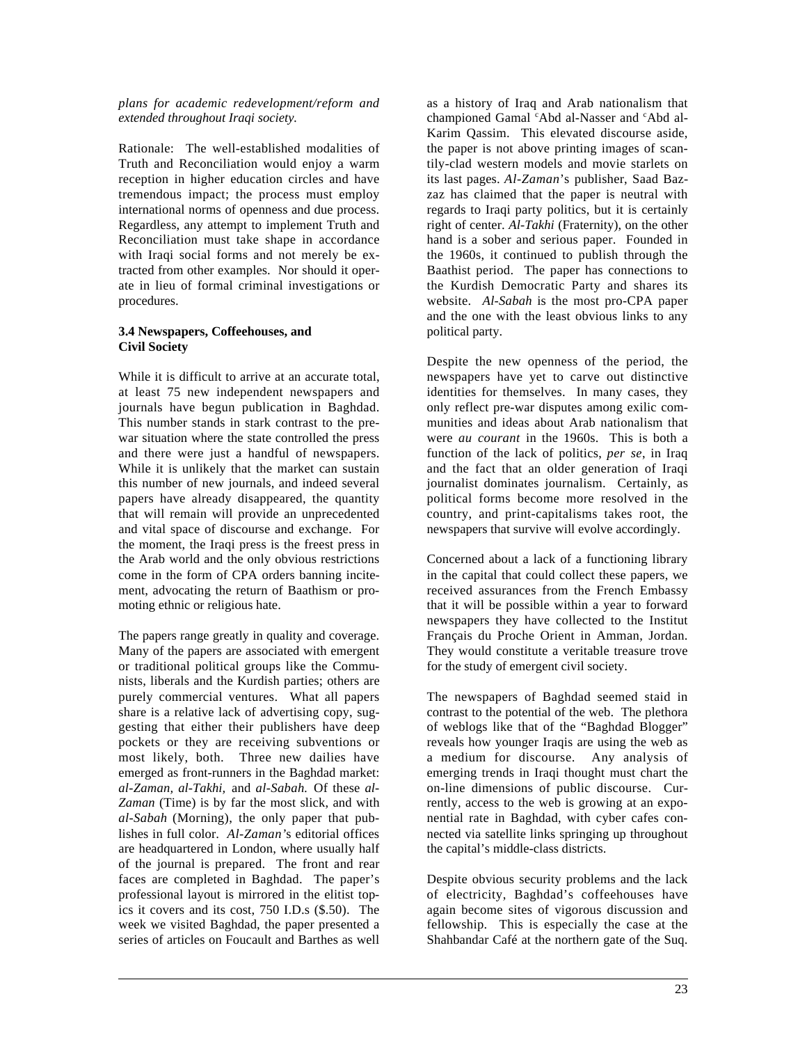*plans for academic redevelopment/reform and extended throughout Iraqi society.*

Rationale: The well-established modalities of Truth and Reconciliation would enjoy a warm reception in higher education circles and have tremendous impact; the process must employ international norms of openness and due process. Regardless, any attempt to implement Truth and Reconciliation must take shape in accordance with Iraqi social forms and not merely be extracted from other examples. Nor should it operate in lieu of formal criminal investigations or procedures.

### 3.4 Newspapers, Coffeehouses, and Civil Society

While it is difficult to arrive at an accurate total, at least 75 new independent newspapers and journals have begun publication in Baghdad. This number stands in stark contrast to the pre-war situation where the state controlled the press and there were just a handful of newspapers. While it is unlikely that the market can sustain this number of new journals, and indeed several papers have already disappeared, the quantity that will remain will provide an unprecedented and vital space of discourse and exchange. For the moment, the Iraqi press is the freest press in the Arab world and the only obvious restrictions come in the form of CPA orders banning incitement, advocating the return of Baathism or promoting ethnic or religious hate.

The papers range greatly in quality and coverage. Many of the papers are associated with emergent or traditional political groups like the Communists, liberals and the Kurdish parties; others are purely commercial ventures. What all papers share is a relative lack of advertising copy, suggesting that either their publishers have deep pockets or they are receiving subventions or most likely, both. Three new dailies have emerged as front-runners in the Baghdad market: *al-Zaman, al-Takhi,* and *al-Sabah.* Of these *al-Zaman* (Time) is by far the most slick, and with *al-Sabah* (Morning), the only paper that publishes in full color. *Al-Zaman'*s editorial offices are headquartered in London, where usually half of the journal is prepared. The front and rear faces are completed in Baghdad. The paper's professional layout is mirrored in the elitist topics it covers and its cost, 750 I.D.s ($.50). The week we visited Baghdad, the paper presented a series of articles on Foucault and Barthes as well as a history of Iraq and Arab nationalism that championed Gamal ʿAbd al-Nasser and ʿAbd al-Karim Qassim. This elevated discourse aside, the paper is not above printing images of scantily-clad western models and movie starlets on its last pages. *Al-Zaman*'s publisher, Saad Bazzaz has claimed that the paper is neutral with regards to Iraqi party politics, but it is certainly right of center. *Al-Takhi* (Fraternity), on the other hand is a sober and serious paper. Founded in the 1960s, it continued to publish through the Baathist period. The paper has connections to the Kurdish Democratic Party and shares its website. *Al-Sabah* is the most pro-CPA paper and the one with the least obvious links to any political party.

Despite the new openness of the period, the newspapers have yet to carve out distinctive identities for themselves. In many cases, they only reflect pre-war disputes among exilic communities and ideas about Arab nationalism that were *au courant* in the 1960s. This is both a function of the lack of politics, *per se*, in Iraq and the fact that an older generation of Iraqi journalist dominates journalism. Certainly, as political forms become more resolved in the country, and print-capitalisms takes root, the newspapers that survive will evolve accordingly.

Concerned about a lack of a functioning library in the capital that could collect these papers, we received assurances from the French Embassy that it will be possible within a year to forward newspapers they have collected to the Institut Français du Proche Orient in Amman, Jordan. They would constitute a veritable treasure trove for the study of emergent civil society.

The newspapers of Baghdad seemed staid in contrast to the potential of the web. The plethora of weblogs like that of the "Baghdad Blogger" reveals how younger Iraqis are using the web as a medium for discourse. Any analysis of emerging trends in Iraqi thought must chart the on-line dimensions of public discourse. Currently, access to the web is growing at an exponential rate in Baghdad, with cyber cafes connected via satellite links springing up throughout the capital's middle-class districts.

Despite obvious security problems and the lack of electricity, Baghdad's coffeehouses have again become sites of vigorous discussion and fellowship. This is especially the case at the Shahbandar Café at the northern gate of the Suq.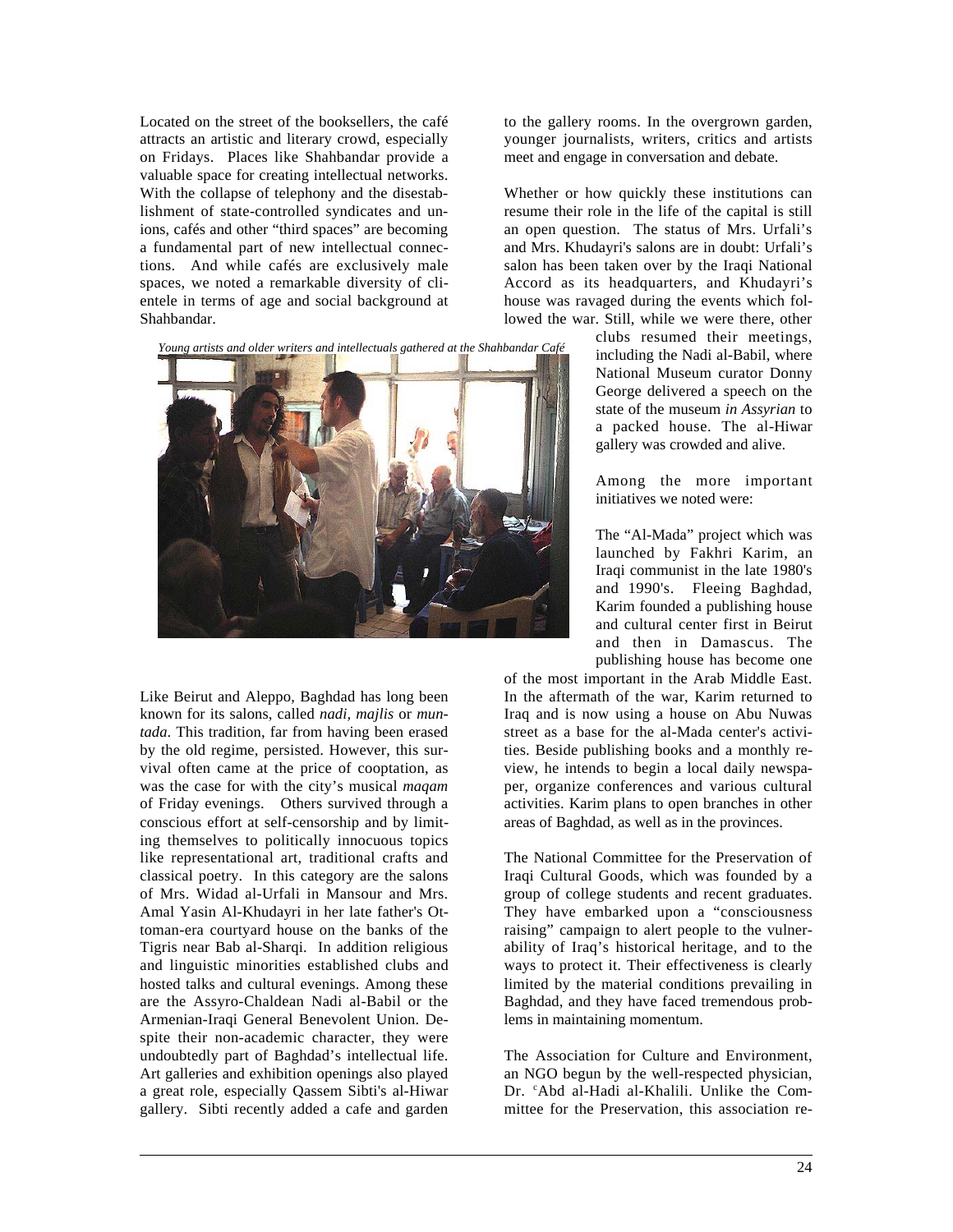Located on the street of the booksellers, the café attracts an artistic and literary crowd, especially on Fridays. Places like Shahbandar provide a valuable space for creating intellectual networks. With the collapse of telephony and the disestablishment of state-controlled syndicates and unions, cafés and other "third spaces" are becoming a fundamental part of new intellectual connections. And while cafés are exclusively male spaces, we noted a remarkable diversity of clientele in terms of age and social background at Shahbandar.

*Young artists and older writers and intellectuals gathered at the Shahbandar Café*

Like Beirut and Aleppo, Baghdad has long been known for its salons, called *nadi, majlis* or *muntada*. This tradition, far from having been erased by the old regime, persisted. However, this survival often came at the price of cooptation, as was the case for with the city's musical *maqam* of Friday evenings. Others survived through a conscious effort at self-censorship and by limiting themselves to politically innocuous topics like representational art, traditional crafts and classical poetry. In this category are the salons of Mrs. Widad al-Urfali in Mansour and Mrs. Amal Yasin Al-Khudayri in her late father's Ottoman-era courtyard house on the banks of the Tigris near Bab al-Sharqi. In addition religious and linguistic minorities established clubs and hosted talks and cultural evenings. Among these are the Assyro-Chaldean Nadi al-Babil or the Armenian-Iraqi General Benevolent Union. Despite their non-academic character, they were undoubtedly part of Baghdad's intellectual life. Art galleries and exhibition openings also played a great role, especially Qassem Sibti's al-Hiwar gallery. Sibti recently added a cafe and garden to the gallery rooms. In the overgrown garden, younger journalists, writers, critics and artists meet and engage in conversation and debate.

Whether or how quickly these institutions can resume their role in the life of the capital is still an open question. The status of Mrs. Urfali's and Mrs. Khudayri's salons are in doubt: Urfali's salon has been taken over by the Iraqi National Accord as its headquarters, and Khudayri's house was ravaged during the events which followed the war. Still, while we were there, other clubs resumed their meetings, including the Nadi al-Babil, where National Museum curator Donny George delivered a speech on the state of the museum *in Assyrian* to a packed house. The al-Hiwar gallery was crowded and alive.

Among the more important initiatives we noted were:

The "Al-Mada" project which was launched by Fakhri Karim, an Iraqi communist in the late 1980's and 1990's. Fleeing Baghdad, Karim founded a publishing house and cultural center first in Beirut and then in Damascus. The publishing house has become one of the most important in the Arab Middle East. In the aftermath of the war, Karim returned to Iraq and is now using a house on Abu Nuwas street as a base for the al-Mada center's activities. Beside publishing books and a monthly review, he intends to begin a local daily newspaper, organize conferences and various cultural activities. Karim plans to open branches in other areas of Baghdad, as well as in the provinces.

The National Committee for the Preservation of Iraqi Cultural Goods, which was founded by a group of college students and recent graduates. They have embarked upon a "consciousness raising" campaign to alert people to the vulnerability of Iraq's historical heritage, and to the ways to protect it. Their effectiveness is clearly limited by the material conditions prevailing in Baghdad, and they have faced tremendous problems in maintaining momentum.

The Association for Culture and Environment, an NGO begun by the well-respected physician, Dr. ʿAbd al-Hadi al-Khalili. Unlike the Committee for the Preservation, this association re-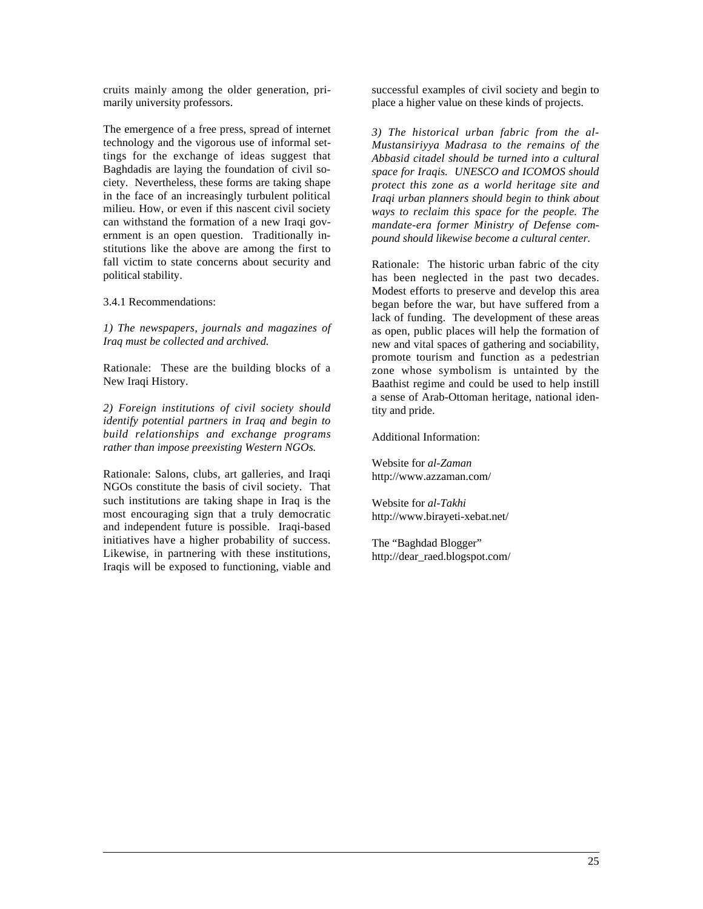cruits mainly among the older generation, primarily university professors.

The emergence of a free press, spread of internet technology and the vigorous use of informal settings for the exchange of ideas suggest that Baghdadis are laying the foundation of civil society. Nevertheless, these forms are taking shape in the face of an increasingly turbulent political milieu. How, or even if this nascent civil society can withstand the formation of a new Iraqi government is an open question. Traditionally institutions like the above are among the first to fall victim to state concerns about security and political stability.

3.4.1 Recommendations:

*1) The newspapers, journals and magazines of Iraq must be collected and archived.*

Rationale: These are the building blocks of a New Iraqi History.

*2) Foreign institutions of civil society should identify potential partners in Iraq and begin to build relationships and exchange programs rather than impose preexisting Western NGOs.*

Rationale: Salons, clubs, art galleries, and Iraqi NGOs constitute the basis of civil society. That such institutions are taking shape in Iraq is the most encouraging sign that a truly democratic and independent future is possible. Iraqi-based initiatives have a higher probability of success. Likewise, in partnering with these institutions, Iraqis will be exposed to functioning, viable and successful examples of civil society and begin to place a higher value on these kinds of projects.

*3) The historical urban fabric from the al-Mustansiriyya Madrasa to the remains of the Abbasid citadel should be turned into a cultural space for Iraqis. UNESCO and ICOMOS should protect this zone as a world heritage site and Iraqi urban planners should begin to think about ways to reclaim this space for the people. The mandate-era former Ministry of Defense compound should likewise become a cultural center.*

Rationale: The historic urban fabric of the city has been neglected in the past two decades. Modest efforts to preserve and develop this area began before the war, but have suffered from a lack of funding. The development of these areas as open, public places will help the formation of new and vital spaces of gathering and sociability, promote tourism and function as a pedestrian zone whose symbolism is untainted by the Baathist regime and could be used to help instill a sense of Arab-Ottoman heritage, national identity and pride.

Additional Information:

Website for *al-Zaman*
http://www.azzaman.com/

Website for *al-Takhi*
http://www.birayeti-xebat.net/

The "Baghdad Blogger"
http://dear_raed.blogspot.com/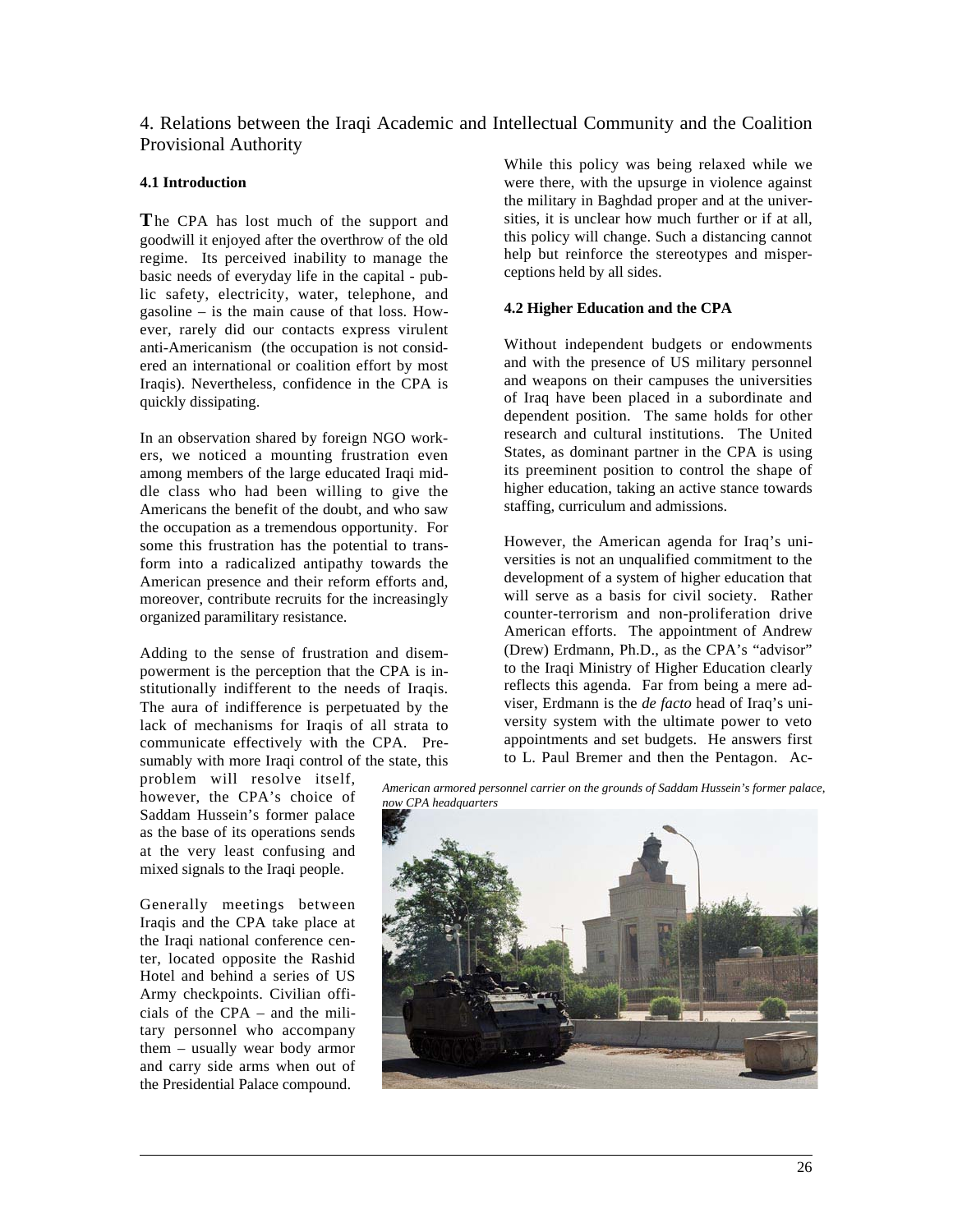## 4. Relations between the Iraqi Academic and Intellectual Community and the Coalition Provisional Authority

### 4.1 Introduction

The CPA has lost much of the support and goodwill it enjoyed after the overthrow of the old regime. Its perceived inability to manage the basic needs of everyday life in the capital - public safety, electricity, water, telephone, and gasoline – is the main cause of that loss. However, rarely did our contacts express virulent anti-Americanism (the occupation is not considered an international or coalition effort by most Iraqis). Nevertheless, confidence in the CPA is quickly dissipating.

In an observation shared by foreign NGO workers, we noticed a mounting frustration even among members of the large educated Iraqi middle class who had been willing to give the Americans the benefit of the doubt, and who saw the occupation as a tremendous opportunity. For some this frustration has the potential to transform into a radicalized antipathy towards the American presence and their reform efforts and, moreover, contribute recruits for the increasingly organized paramilitary resistance.

Adding to the sense of frustration and disempowerment is the perception that the CPA is institutionally indifferent to the needs of Iraqis. The aura of indifference is perpetuated by the lack of mechanisms for Iraqis of all strata to communicate effectively with the CPA. Presumably with more Iraqi control of the state, this problem will resolve itself, however, the CPA's choice of Saddam Hussein's former palace as the base of its operations sends at the very least confusing and mixed signals to the Iraqi people.

Generally meetings between Iraqis and the CPA take place at the Iraqi national conference center, located opposite the Rashid Hotel and behind a series of US Army checkpoints. Civilian officials of the CPA – and the military personnel who accompany them – usually wear body armor and carry side arms when out of the Presidential Palace compound.

While this policy was being relaxed while we were there, with the upsurge in violence against the military in Baghdad proper and at the universities, it is unclear how much further or if at all, this policy will change. Such a distancing cannot help but reinforce the stereotypes and misperceptions held by all sides.

### 4.2 Higher Education and the CPA

Without independent budgets or endowments and with the presence of US military personnel and weapons on their campuses the universities of Iraq have been placed in a subordinate and dependent position. The same holds for other research and cultural institutions. The United States, as dominant partner in the CPA is using its preeminent position to control the shape of higher education, taking an active stance towards staffing, curriculum and admissions.

However, the American agenda for Iraq's universities is not an unqualified commitment to the development of a system of higher education that will serve as a basis for civil society. Rather counter-terrorism and non-proliferation drive American efforts. The appointment of Andrew (Drew) Erdmann, Ph.D., as the CPA's "advisor" to the Iraqi Ministry of Higher Education clearly reflects this agenda. Far from being a mere adviser, Erdmann is the *de facto* head of Iraq's university system with the ultimate power to veto appointments and set budgets. He answers first to L. Paul Bremer and then the Pentagon. Ac-

*American armored personnel carrier on the grounds of Saddam Hussein's former palace, now CPA headquarters*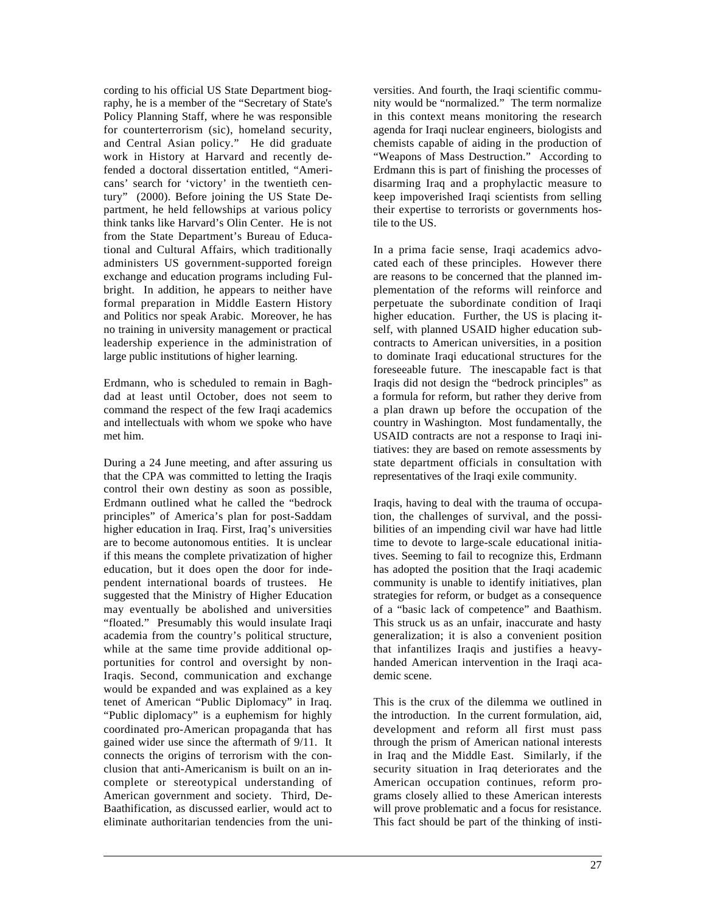cording to his official US State Department biography, he is a member of the "Secretary of State's Policy Planning Staff, where he was responsible for counterterrorism (sic), homeland security, and Central Asian policy." He did graduate work in History at Harvard and recently defended a doctoral dissertation entitled, "Americans' search for 'victory' in the twentieth century" (2000). Before joining the US State Department, he held fellowships at various policy think tanks like Harvard's Olin Center. He is not from the State Department's Bureau of Educational and Cultural Affairs, which traditionally administers US government-supported foreign exchange and education programs including Fulbright. In addition, he appears to neither have formal preparation in Middle Eastern History and Politics nor speak Arabic. Moreover, he has no training in university management or practical leadership experience in the administration of large public institutions of higher learning.

Erdmann, who is scheduled to remain in Baghdad at least until October, does not seem to command the respect of the few Iraqi academics and intellectuals with whom we spoke who have met him.

During a 24 June meeting, and after assuring us that the CPA was committed to letting the Iraqis control their own destiny as soon as possible, Erdmann outlined what he called the "bedrock principles" of America's plan for post-Saddam higher education in Iraq. First, Iraq's universities are to become autonomous entities. It is unclear if this means the complete privatization of higher education, but it does open the door for independent international boards of trustees. He suggested that the Ministry of Higher Education may eventually be abolished and universities "floated." Presumably this would insulate Iraqi academia from the country's political structure, while at the same time provide additional opportunities for control and oversight by non-Iraqis. Second, communication and exchange would be expanded and was explained as a key tenet of American "Public Diplomacy" in Iraq. "Public diplomacy" is a euphemism for highly coordinated pro-American propaganda that has gained wider use since the aftermath of 9/11. It connects the origins of terrorism with the conclusion that anti-Americanism is built on an incomplete or stereotypical understanding of American government and society. Third, De-Baathification, as discussed earlier, would act to eliminate authoritarian tendencies from the universities. And fourth, the Iraqi scientific community would be "normalized." The term normalize in this context means monitoring the research agenda for Iraqi nuclear engineers, biologists and chemists capable of aiding in the production of "Weapons of Mass Destruction." According to Erdmann this is part of finishing the processes of disarming Iraq and a prophylactic measure to keep impoverished Iraqi scientists from selling their expertise to terrorists or governments hostile to the US.

In a prima facie sense, Iraqi academics advocated each of these principles. However there are reasons to be concerned that the planned implementation of the reforms will reinforce and perpetuate the subordinate condition of Iraqi higher education. Further, the US is placing itself, with planned USAID higher education subcontracts to American universities, in a position to dominate Iraqi educational structures for the foreseeable future. The inescapable fact is that Iraqis did not design the "bedrock principles" as a formula for reform, but rather they derive from a plan drawn up before the occupation of the country in Washington. Most fundamentally, the USAID contracts are not a response to Iraqi initiatives: they are based on remote assessments by state department officials in consultation with representatives of the Iraqi exile community.

Iraqis, having to deal with the trauma of occupation, the challenges of survival, and the possibilities of an impending civil war have had little time to devote to large-scale educational initiatives. Seeming to fail to recognize this, Erdmann has adopted the position that the Iraqi academic community is unable to identify initiatives, plan strategies for reform, or budget as a consequence of a "basic lack of competence" and Baathism. This struck us as an unfair, inaccurate and hasty generalization; it is also a convenient position that infantilizes Iraqis and justifies a heavy-handed American intervention in the Iraqi academic scene.

This is the crux of the dilemma we outlined in the introduction. In the current formulation, aid, development and reform all first must pass through the prism of American national interests in Iraq and the Middle East. Similarly, if the security situation in Iraq deteriorates and the American occupation continues, reform programs closely allied to these American interests will prove problematic and a focus for resistance. This fact should be part of the thinking of insti-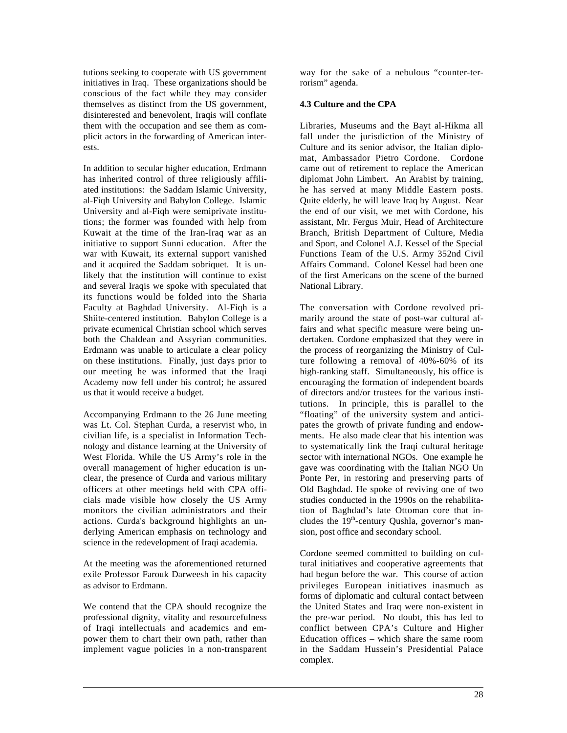tutions seeking to cooperate with US government initiatives in Iraq. These organizations should be conscious of the fact while they may consider themselves as distinct from the US government, disinterested and benevolent, Iraqis will conflate them with the occupation and see them as complicit actors in the forwarding of American interests.

In addition to secular higher education, Erdmann has inherited control of three religiously affiliated institutions: the Saddam Islamic University, al-Fiqh University and Babylon College. Islamic University and al-Fiqh were semiprivate institutions; the former was founded with help from Kuwait at the time of the Iran-Iraq war as an initiative to support Sunni education. After the war with Kuwait, its external support vanished and it acquired the Saddam sobriquet. It is unlikely that the institution will continue to exist and several Iraqis we spoke with speculated that its functions would be folded into the Sharia Faculty at Baghdad University. Al-Fiqh is a Shiite-centered institution. Babylon College is a private ecumenical Christian school which serves both the Chaldean and Assyrian communities. Erdmann was unable to articulate a clear policy on these institutions. Finally, just days prior to our meeting he was informed that the Iraqi Academy now fell under his control; he assured us that it would receive a budget.

Accompanying Erdmann to the 26 June meeting was Lt. Col. Stephan Curda, a reservist who, in civilian life, is a specialist in Information Technology and distance learning at the University of West Florida. While the US Army's role in the overall management of higher education is unclear, the presence of Curda and various military officers at other meetings held with CPA officials made visible how closely the US Army monitors the civilian administrators and their actions. Curda's background highlights an underlying American emphasis on technology and science in the redevelopment of Iraqi academia.

At the meeting was the aforementioned returned exile Professor Farouk Darweesh in his capacity as advisor to Erdmann.

We contend that the CPA should recognize the professional dignity, vitality and resourcefulness of Iraqi intellectuals and academics and empower them to chart their own path, rather than implement vague policies in a non-transparent way for the sake of a nebulous "counter-terrorism" agenda.

### 4.3 Culture and the CPA

Libraries, Museums and the Bayt al-Hikma all fall under the jurisdiction of the Ministry of Culture and its senior advisor, the Italian diplomat, Ambassador Pietro Cordone. Cordone came out of retirement to replace the American diplomat John Limbert. An Arabist by training, he has served at many Middle Eastern posts. Quite elderly, he will leave Iraq by August. Near the end of our visit, we met with Cordone, his assistant, Mr. Fergus Muir, Head of Architecture Branch, British Department of Culture, Media and Sport, and Colonel A.J. Kessel of the Special Functions Team of the U.S. Army 352nd Civil Affairs Command. Colonel Kessel had been one of the first Americans on the scene of the burned National Library.

The conversation with Cordone revolved primarily around the state of post-war cultural affairs and what specific measure were being undertaken. Cordone emphasized that they were in the process of reorganizing the Ministry of Culture following a removal of 40%-60% of its high-ranking staff. Simultaneously, his office is encouraging the formation of independent boards of directors and/or trustees for the various institutions. In principle, this is parallel to the "floating" of the university system and anticipates the growth of private funding and endowments. He also made clear that his intention was to systematically link the Iraqi cultural heritage sector with international NGOs. One example he gave was coordinating with the Italian NGO Un Ponte Per, in restoring and preserving parts of Old Baghdad. He spoke of reviving one of two studies conducted in the 1990s on the rehabilitation of Baghdad's late Ottoman core that includes the 19th-century Qushla, governor's mansion, post office and secondary school.

Cordone seemed committed to building on cultural initiatives and cooperative agreements that had begun before the war. This course of action privileges European initiatives inasmuch as forms of diplomatic and cultural contact between the United States and Iraq were non-existent in the pre-war period. No doubt, this has led to conflict between CPA's Culture and Higher Education offices – which share the same room in the Saddam Hussein's Presidential Palace complex.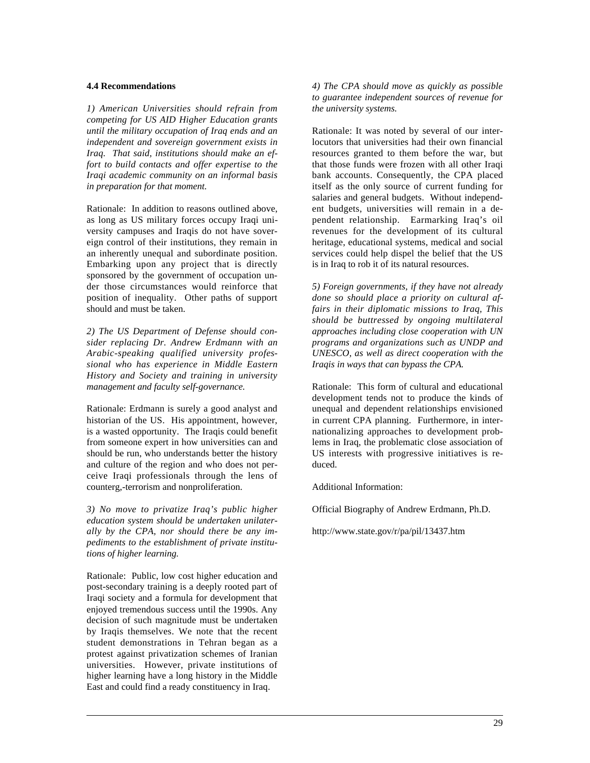### 4.4 Recommendations

*1) American Universities should refrain from competing for US AID Higher Education grants until the military occupation of Iraq ends and an independent and sovereign government exists in Iraq. That said, institutions should make an effort to build contacts and offer expertise to the Iraqi academic community on an informal basis in preparation for that moment.*

Rationale: In addition to reasons outlined above, as long as US military forces occupy Iraqi university campuses and Iraqis do not have sovereign control of their institutions, they remain in an inherently unequal and subordinate position. Embarking upon any project that is directly sponsored by the government of occupation under those circumstances would reinforce that position of inequality. Other paths of support should and must be taken.

*2) The US Department of Defense should consider replacing Dr. Andrew Erdmann with an Arabic-speaking qualified university professional who has experience in Middle Eastern History and Society and training in university management and faculty self-governance.*

Rationale: Erdmann is surely a good analyst and historian of the US. His appointment, however, is a wasted opportunity. The Iraqis could benefit from someone expert in how universities can and should be run, who understands better the history and culture of the region and who does not perceive Iraqi professionals through the lens of counterg,-terrorism and nonproliferation.

*3) No move to privatize Iraq's public higher education system should be undertaken unilaterally by the CPA, nor should there be any impediments to the establishment of private institutions of higher learning.*

Rationale: Public, low cost higher education and post-secondary training is a deeply rooted part of Iraqi society and a formula for development that enjoyed tremendous success until the 1990s. Any decision of such magnitude must be undertaken by Iraqis themselves. We note that the recent student demonstrations in Tehran began as a protest against privatization schemes of Iranian universities. However, private institutions of higher learning have a long history in the Middle East and could find a ready constituency in Iraq.

*4) The CPA should move as quickly as possible to guarantee independent sources of revenue for the university systems.*

Rationale: It was noted by several of our interlocutors that universities had their own financial resources granted to them before the war, but that those funds were frozen with all other Iraqi bank accounts. Consequently, the CPA placed itself as the only source of current funding for salaries and general budgets. Without independent budgets, universities will remain in a dependent relationship. Earmarking Iraq's oil revenues for the development of its cultural heritage, educational systems, medical and social services could help dispel the belief that the US is in Iraq to rob it of its natural resources.

*5) Foreign governments, if they have not already done so should place a priority on cultural affairs in their diplomatic missions to Iraq, This should be buttressed by ongoing multilateral approaches including close cooperation with UN programs and organizations such as UNDP and UNESCO, as well as direct cooperation with the Iraqis in ways that can bypass the CPA.*

Rationale: This form of cultural and educational development tends not to produce the kinds of unequal and dependent relationships envisioned in current CPA planning. Furthermore, in internationalizing approaches to development problems in Iraq, the problematic close association of US interests with progressive initiatives is reduced.

Additional Information:

Official Biography of Andrew Erdmann, Ph.D.

http://www.state.gov/r/pa/pil/13437.htm